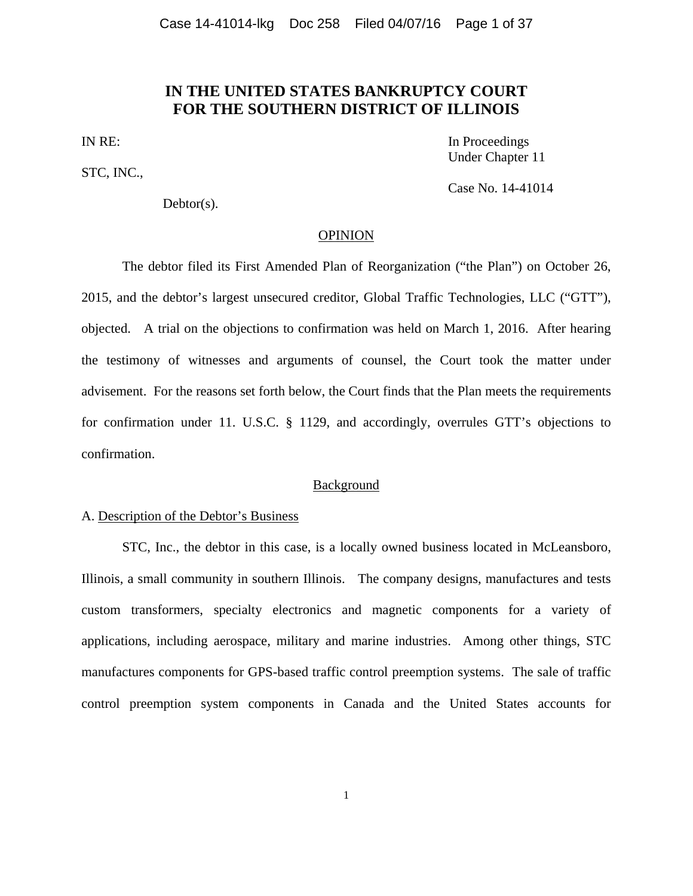# IN THE UNITED STATES BANKRUPTCY COURT FOR THE SOUTHERN DISTRICT OF ILLINOIS

IN RE:

STC, INC.,

Debtor(s).

In Proceedings Under Chapter 11

Case No. 14-41014

## OPINION

The debtor filed its First Amended Plan of Reorganization ("the Plan") on October 26, 2015, and the debtor's largest unsecured creditor, Global Traffic Technologies, LLC ("GTT"), objected. A trial on the objections to confirmation was held on March 1, 2016. After hearing the testimony of witnesses and arguments of counsel, the Court took the matter under advisement. For the reasons set forth below, the Court finds that the Plan meets the requirements for confirmation under 11. U.S.C. § 1129, and accordingly, overrules GTT's objections to confirmation.

## Background

A. Description of the Debtor's Business

STC, Inc., the debtor in this case, is a locally owned business located in McLeansboro, Illinois, a small community in southern Illinois. The company designs, manufactures and tests custom transformers, specialty electronics and magnetic components for a variety of applications, including aerospace, military and marine industries. Among other things, STC manufactures components for GPS-based traffic control preemption systems. The sale of traffic control preemption system components in Canada and the United States accounts for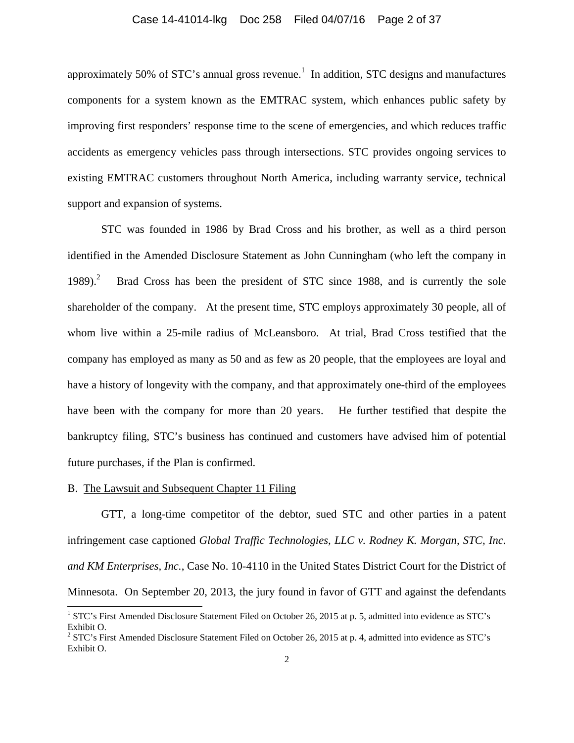approximately 50% of STC's annual gross revenue.[1] In addition, STC designs and manufactures components for a system known as the EMTRAC system, which enhances public safety by improving first responders' response time to the scene of emergencies, and which reduces traffic accidents as emergency vehicles pass through intersections. STC provides ongoing services to existing EMTRAC customers throughout North America, including warranty service, technical support and expansion of systems.

STC was founded in 1986 by Brad Cross and his brother, as well as a third person identified in the Amended Disclosure Statement as John Cunningham (who left the company in 1989).[2] Brad Cross has been the president of STC since 1988, and is currently the sole shareholder of the company. At the present time, STC employs approximately 30 people, all of whom live within a 25-mile radius of McLeansboro. At trial, Brad Cross testified that the company has employed as many as 50 and as few as 20 people, that the employees are loyal and have a history of longevity with the company, and that approximately one-third of the employees have been with the company for more than 20 years. He further testified that despite the bankruptcy filing, STC's business has continued and customers have advised him of potential future purchases, if the Plan is confirmed.

B. <u>The Lawsuit and Subsequent Chapter 11 Filing</u>

GTT, a long-time competitor of the debtor, sued STC and other parties in a patent infringement case captioned *Global Traffic Technologies, LLC v. Rodney K. Morgan, STC, Inc. and KM Enterprises, Inc.*, Case No. 10-4110 in the United States District Court for the District of Minnesota. On September 20, 2013, the jury found in favor of GTT and against the defendants

---

[1] STC's First Amended Disclosure Statement Filed on October 26, 2015 at p. 5, admitted into evidence as STC's Exhibit O.

[2] STC's First Amended Disclosure Statement Filed on October 26, 2015 at p. 4, admitted into evidence as STC's Exhibit O.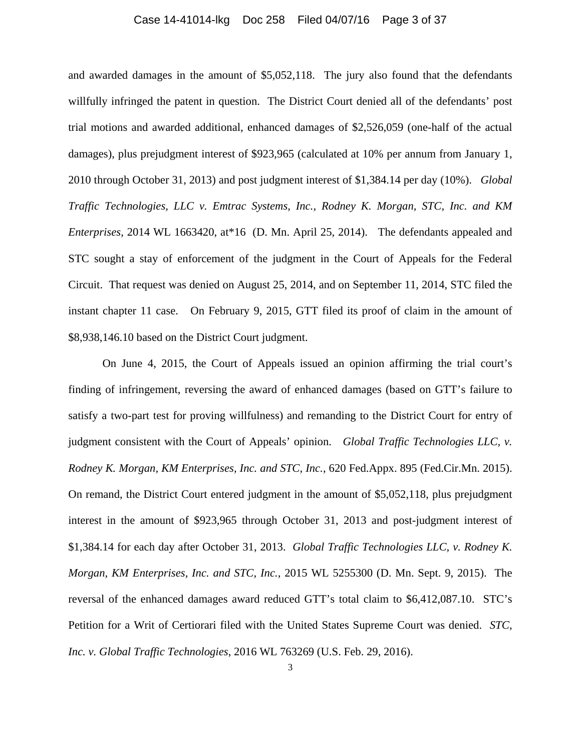and awarded damages in the amount of $5,052,118. The jury also found that the defendants willfully infringed the patent in question. The District Court denied all of the defendants' post trial motions and awarded additional, enhanced damages of $2,526,059 (one-half of the actual damages), plus prejudgment interest of $923,965 (calculated at 10% per annum from January 1, 2010 through October 31, 2013) and post judgment interest of $1,384.14 per day (10%). *Global Traffic Technologies, LLC v. Emtrac Systems, Inc., Rodney K. Morgan, STC, Inc. and KM Enterprises*, 2014 WL 1663420, at*16 (D. Mn. April 25, 2014). The defendants appealed and STC sought a stay of enforcement of the judgment in the Court of Appeals for the Federal Circuit. That request was denied on August 25, 2014, and on September 11, 2014, STC filed the instant chapter 11 case. On February 9, 2015, GTT filed its proof of claim in the amount of $8,938,146.10 based on the District Court judgment.

On June 4, 2015, the Court of Appeals issued an opinion affirming the trial court's finding of infringement, reversing the award of enhanced damages (based on GTT's failure to satisfy a two-part test for proving willfulness) and remanding to the District Court for entry of judgment consistent with the Court of Appeals' opinion. *Global Traffic Technologies LLC, v. Rodney K. Morgan, KM Enterprises, Inc. and STC, Inc.*, 620 Fed.Appx. 895 (Fed.Cir.Mn. 2015). On remand, the District Court entered judgment in the amount of $5,052,118, plus prejudgment interest in the amount of $923,965 through October 31, 2013 and post-judgment interest of $1,384.14 for each day after October 31, 2013. *Global Traffic Technologies LLC, v. Rodney K. Morgan, KM Enterprises, Inc. and STC, Inc.*, 2015 WL 5255300 (D. Mn. Sept. 9, 2015). The reversal of the enhanced damages award reduced GTT's total claim to $6,412,087.10. STC's Petition for a Writ of Certiorari filed with the United States Supreme Court was denied. *STC, Inc. v. Global Traffic Technologies*, 2016 WL 763269 (U.S. Feb. 29, 2016).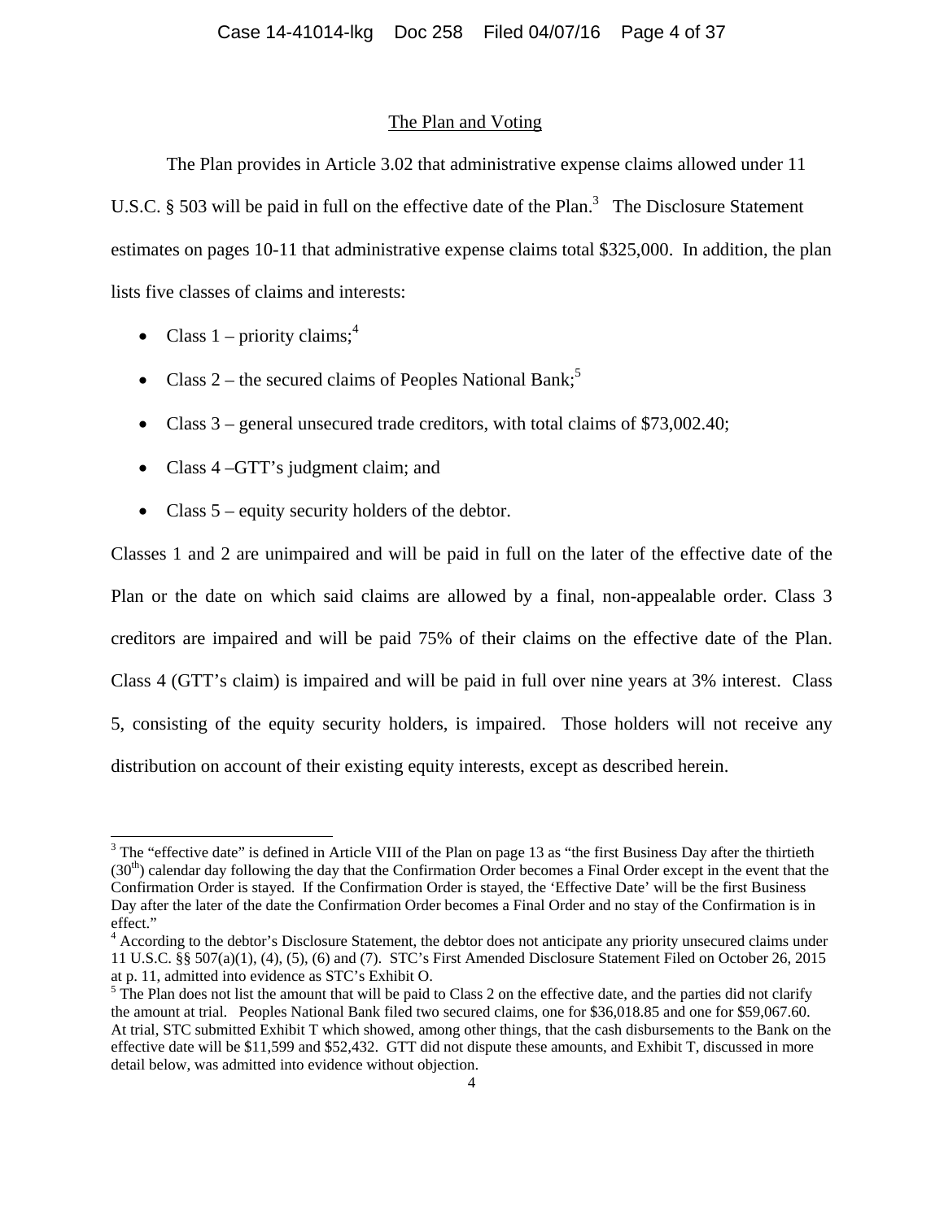## The Plan and Voting

The Plan provides in Article 3.02 that administrative expense claims allowed under 11 U.S.C. § 503 will be paid in full on the effective date of the Plan.[3] The Disclosure Statement estimates on pages 10-11 that administrative expense claims total $325,000. In addition, the plan lists five classes of claims and interests:

- Class 1 – priority claims;[4]
- Class 2 – the secured claims of Peoples National Bank;[5]
- Class 3 – general unsecured trade creditors, with total claims of $73,002.40;
- Class 4 –GTT's judgment claim; and
- Class 5 – equity security holders of the debtor.

Classes 1 and 2 are unimpaired and will be paid in full on the later of the effective date of the Plan or the date on which said claims are allowed by a final, non-appealable order. Class 3 creditors are impaired and will be paid 75% of their claims on the effective date of the Plan. Class 4 (GTT's claim) is impaired and will be paid in full over nine years at 3% interest. Class 5, consisting of the equity security holders, is impaired. Those holders will not receive any distribution on account of their existing equity interests, except as described herein.

---

[3] The "effective date" is defined in Article VIII of the Plan on page 13 as "the first Business Day after the thirtieth (30th) calendar day following the day that the Confirmation Order becomes a Final Order except in the event that the Confirmation Order is stayed. If the Confirmation Order is stayed, the 'Effective Date' will be the first Business Day after the later of the date the Confirmation Order becomes a Final Order and no stay of the Confirmation is in effect."

[4] According to the debtor's Disclosure Statement, the debtor does not anticipate any priority unsecured claims under 11 U.S.C. §§ 507(a)(1), (4), (5), (6) and (7). STC's First Amended Disclosure Statement Filed on October 26, 2015 at p. 11, admitted into evidence as STC's Exhibit O.

[5] The Plan does not list the amount that will be paid to Class 2 on the effective date, and the parties did not clarify the amount at trial. Peoples National Bank filed two secured claims, one for $36,018.85 and one for $59,067.60. At trial, STC submitted Exhibit T which showed, among other things, that the cash disbursements to the Bank on the effective date will be $11,599 and $52,432. GTT did not dispute these amounts, and Exhibit T, discussed in more detail below, was admitted into evidence without objection.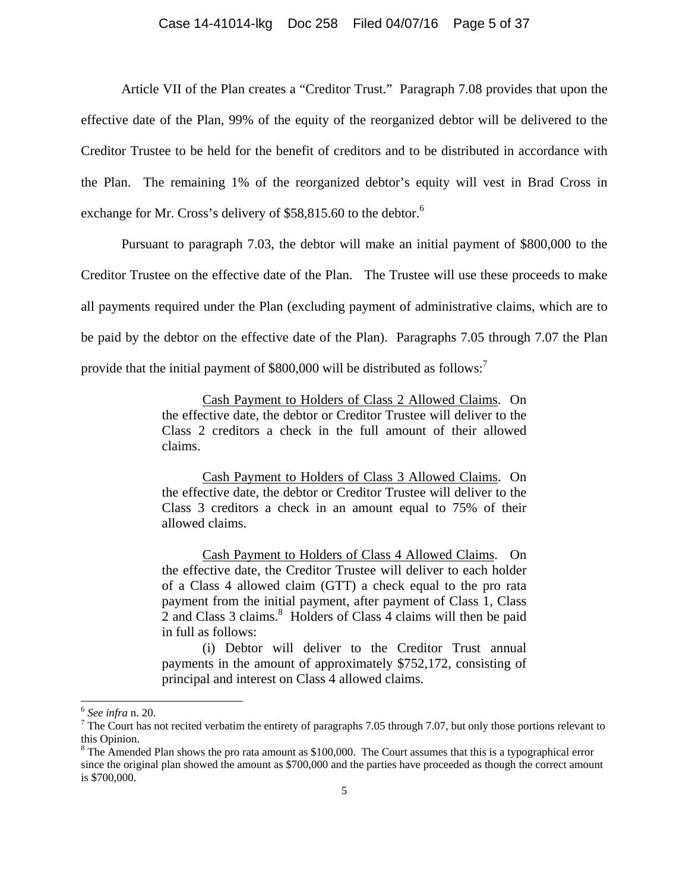Article VII of the Plan creates a "Creditor Trust." Paragraph 7.08 provides that upon the effective date of the Plan, 99% of the equity of the reorganized debtor will be delivered to the Creditor Trustee to be held for the benefit of creditors and to be distributed in accordance with the Plan. The remaining 1% of the reorganized debtor's equity will vest in Brad Cross in exchange for Mr. Cross's delivery of $58,815.60 to the debtor.[6]

Pursuant to paragraph 7.03, the debtor will make an initial payment of $800,000 to the Creditor Trustee on the effective date of the Plan. The Trustee will use these proceeds to make all payments required under the Plan (excluding payment of administrative claims, which are to be paid by the debtor on the effective date of the Plan). Paragraphs 7.05 through 7.07 the Plan provide that the initial payment of $800,000 will be distributed as follows:[7]

> Cash Payment to Holders of Class 2 Allowed Claims. On the effective date, the debtor or Creditor Trustee will deliver to the Class 2 creditors a check in the full amount of their allowed claims.
>
> Cash Payment to Holders of Class 3 Allowed Claims. On the effective date, the debtor or Creditor Trustee will deliver to the Class 3 creditors a check in an amount equal to 75% of their allowed claims.
>
> Cash Payment to Holders of Class 4 Allowed Claims. On the effective date, the Creditor Trustee will deliver to each holder of a Class 4 allowed claim (GTT) a check equal to the pro rata payment from the initial payment, after payment of Class 1, Class 2 and Class 3 claims.[8] Holders of Class 4 claims will then be paid in full as follows:
>
> (i) Debtor will deliver to the Creditor Trust annual payments in the amount of approximately $752,172, consisting of principal and interest on Class 4 allowed claims.

---

[6] *See infra* n. 20.

[7] The Court has not recited verbatim the entirety of paragraphs 7.05 through 7.07, but only those portions relevant to this Opinion.

[8] The Amended Plan shows the pro rata amount as $100,000. The Court assumes that this is a typographical error since the original plan showed the amount as $700,000 and the parties have proceeded as though the correct amount is $700,000.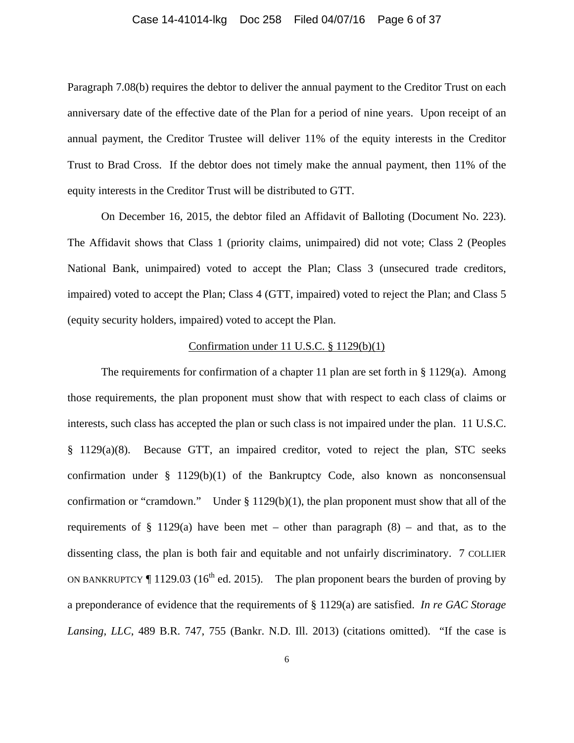Paragraph 7.08(b) requires the debtor to deliver the annual payment to the Creditor Trust on each anniversary date of the effective date of the Plan for a period of nine years. Upon receipt of an annual payment, the Creditor Trustee will deliver 11% of the equity interests in the Creditor Trust to Brad Cross. If the debtor does not timely make the annual payment, then 11% of the equity interests in the Creditor Trust will be distributed to GTT.

On December 16, 2015, the debtor filed an Affidavit of Balloting (Document No. 223). The Affidavit shows that Class 1 (priority claims, unimpaired) did not vote; Class 2 (Peoples National Bank, unimpaired) voted to accept the Plan; Class 3 (unsecured trade creditors, impaired) voted to accept the Plan; Class 4 (GTT, impaired) voted to reject the Plan; and Class 5 (equity security holders, impaired) voted to accept the Plan.

Confirmation under 11 U.S.C. § 1129(b)(1)

The requirements for confirmation of a chapter 11 plan are set forth in § 1129(a). Among those requirements, the plan proponent must show that with respect to each class of claims or interests, such class has accepted the plan or such class is not impaired under the plan. 11 U.S.C. § 1129(a)(8). Because GTT, an impaired creditor, voted to reject the plan, STC seeks confirmation under § 1129(b)(1) of the Bankruptcy Code, also known as nonconsensual confirmation or "cramdown." Under § 1129(b)(1), the plan proponent must show that all of the requirements of § 1129(a) have been met – other than paragraph (8) – and that, as to the dissenting class, the plan is both fair and equitable and not unfairly discriminatory. 7 COLLIER ON BANKRUPTCY ¶ 1129.03 (16th ed. 2015). The plan proponent bears the burden of proving by a preponderance of evidence that the requirements of § 1129(a) are satisfied. *In re GAC Storage Lansing, LLC*, 489 B.R. 747, 755 (Bankr. N.D. Ill. 2013) (citations omitted). "If the case is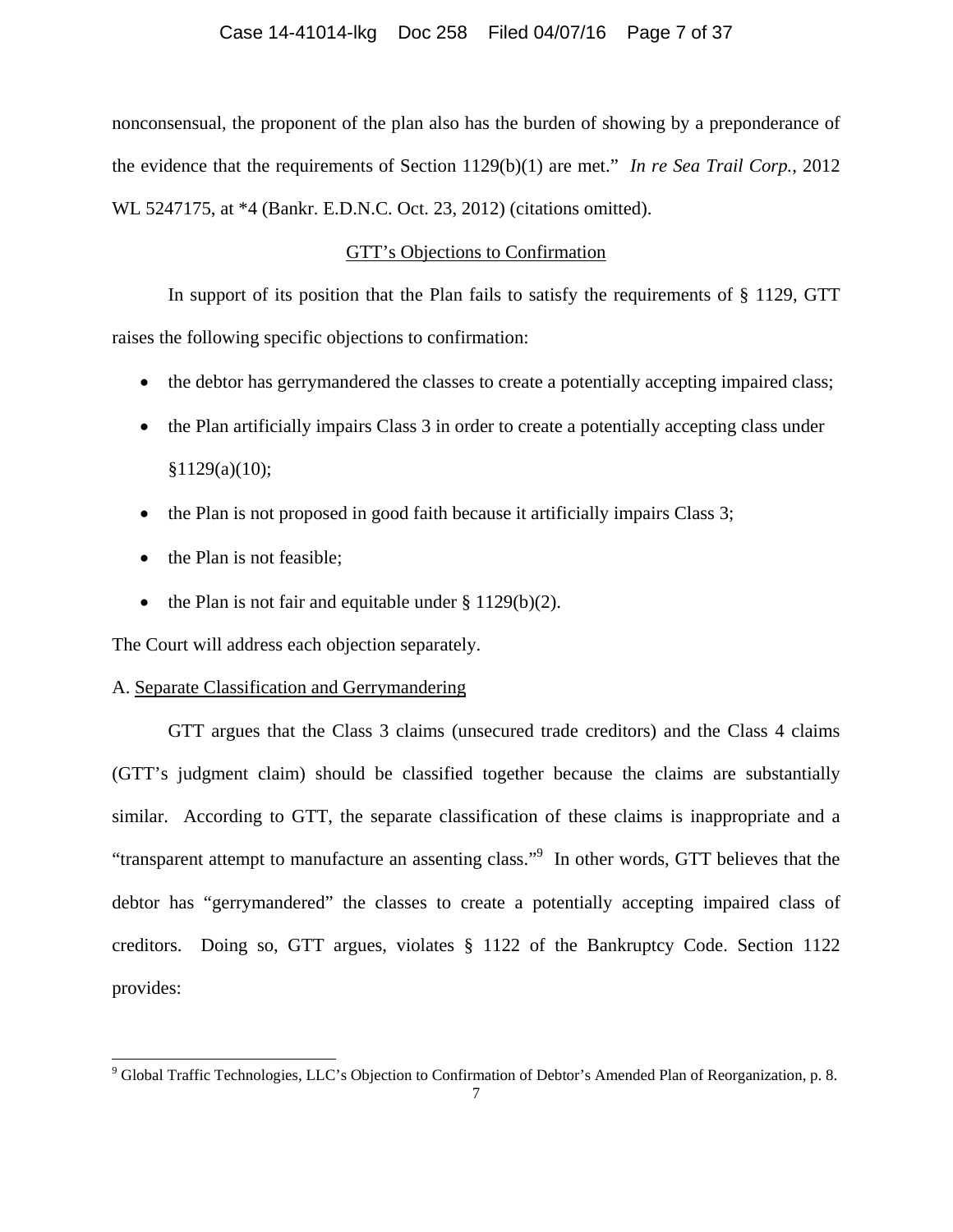nonconsensual, the proponent of the plan also has the burden of showing by a preponderance of the evidence that the requirements of Section 1129(b)(1) are met." *In re Sea Trail Corp.*, 2012 WL 5247175, at *4 (Bankr. E.D.N.C. Oct. 23, 2012) (citations omitted).

<u>GTT's Objections to Confirmation</u>

In support of its position that the Plan fails to satisfy the requirements of § 1129, GTT raises the following specific objections to confirmation:

- the debtor has gerrymandered the classes to create a potentially accepting impaired class;
- the Plan artificially impairs Class 3 in order to create a potentially accepting class under §1129(a)(10);
- the Plan is not proposed in good faith because it artificially impairs Class 3;
- the Plan is not feasible;
- the Plan is not fair and equitable under § 1129(b)(2).

The Court will address each objection separately.

A. <u>Separate Classification and Gerrymandering</u>

GTT argues that the Class 3 claims (unsecured trade creditors) and the Class 4 claims (GTT's judgment claim) should be classified together because the claims are substantially similar. According to GTT, the separate classification of these claims is inappropriate and a "transparent attempt to manufacture an assenting class."[9] In other words, GTT believes that the debtor has "gerrymandered" the classes to create a potentially accepting impaired class of creditors. Doing so, GTT argues, violates § 1122 of the Bankruptcy Code. Section 1122 provides:

[9] Global Traffic Technologies, LLC's Objection to Confirmation of Debtor's Amended Plan of Reorganization, p. 8.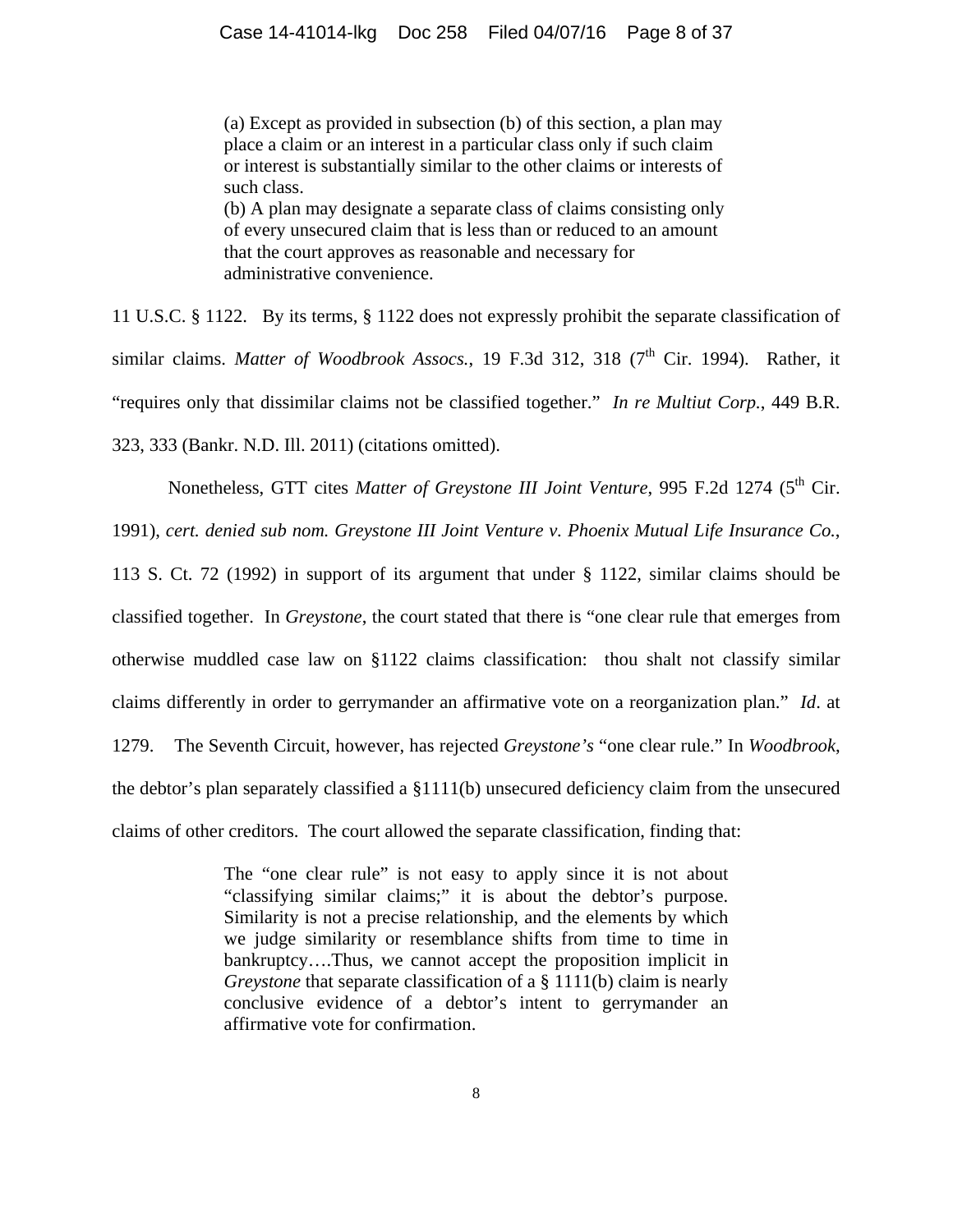> (a) Except as provided in subsection (b) of this section, a plan may place a claim or an interest in a particular class only if such claim or interest is substantially similar to the other claims or interests of such class.
> (b) A plan may designate a separate class of claims consisting only of every unsecured claim that is less than or reduced to an amount that the court approves as reasonable and necessary for administrative convenience.

11 U.S.C. § 1122. By its terms, § 1122 does not expressly prohibit the separate classification of similar claims. *Matter of Woodbrook Assocs.*, 19 F.3d 312, 318 (7th Cir. 1994). Rather, it "requires only that dissimilar claims not be classified together." *In re Multiut Corp.*, 449 B.R. 323, 333 (Bankr. N.D. Ill. 2011) (citations omitted).

Nonetheless, GTT cites *Matter of Greystone III Joint Venture*, 995 F.2d 1274 (5th Cir. 1991), *cert. denied sub nom. Greystone III Joint Venture v. Phoenix Mutual Life Insurance Co.*, 113 S. Ct. 72 (1992) in support of its argument that under § 1122, similar claims should be classified together. In *Greystone*, the court stated that there is "one clear rule that emerges from otherwise muddled case law on §1122 claims classification: thou shalt not classify similar claims differently in order to gerrymander an affirmative vote on a reorganization plan." *Id*. at 1279. The Seventh Circuit, however, has rejected *Greystone's* "one clear rule." In *Woodbrook*, the debtor's plan separately classified a §1111(b) unsecured deficiency claim from the unsecured claims of other creditors. The court allowed the separate classification, finding that:

> The "one clear rule" is not easy to apply since it is not about "classifying similar claims;" it is about the debtor's purpose. Similarity is not a precise relationship, and the elements by which we judge similarity or resemblance shifts from time to time in bankruptcy….Thus, we cannot accept the proposition implicit in *Greystone* that separate classification of a § 1111(b) claim is nearly conclusive evidence of a debtor's intent to gerrymander an affirmative vote for confirmation.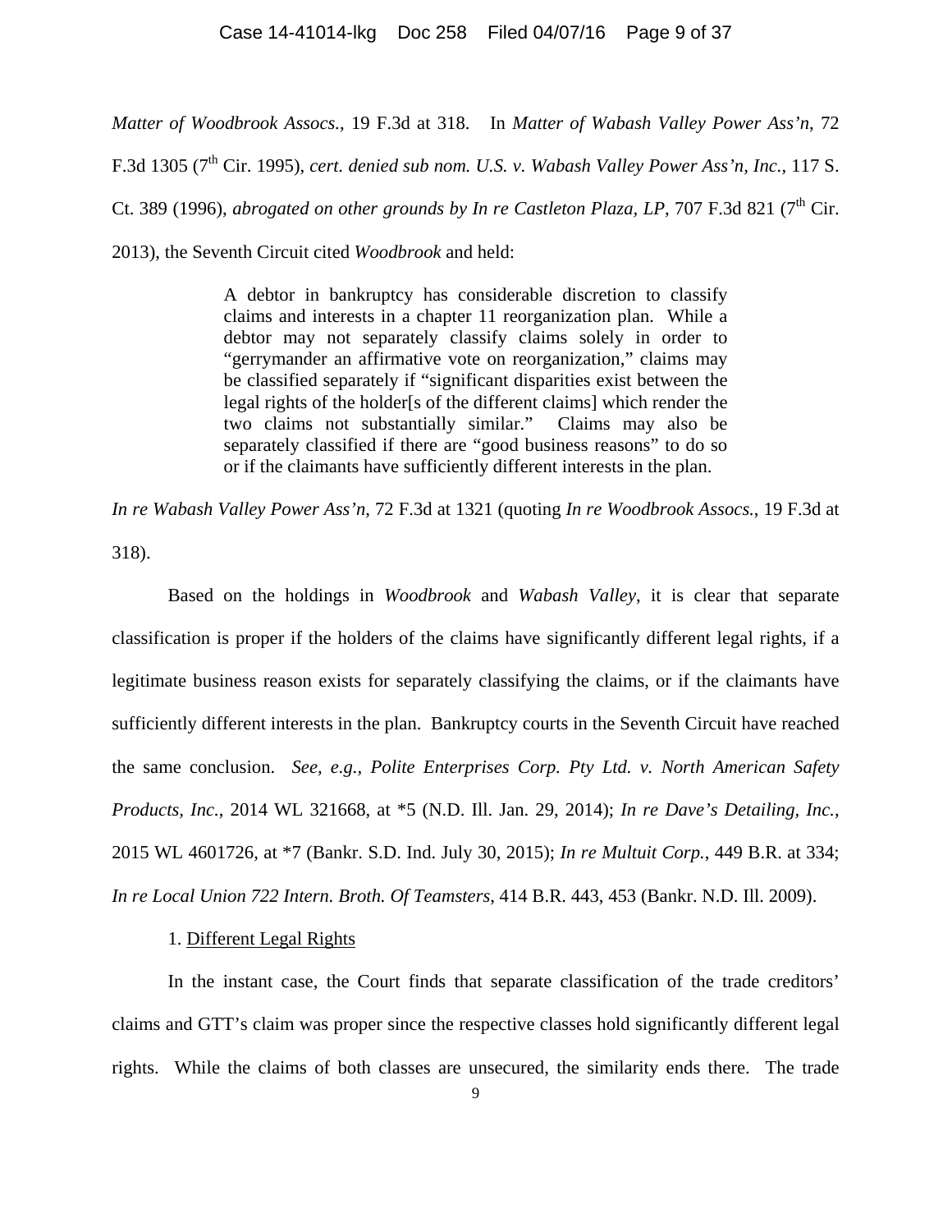*Matter of Woodbrook Assocs.*, 19 F.3d at 318. In *Matter of Wabash Valley Power Ass'n*, 72 F.3d 1305 (7th Cir. 1995), *cert. denied sub nom. U.S. v. Wabash Valley Power Ass'n, Inc.*, 117 S. Ct. 389 (1996), *abrogated on other grounds by In re Castleton Plaza, LP*, 707 F.3d 821 (7th Cir. 2013), the Seventh Circuit cited *Woodbrook* and held:

> A debtor in bankruptcy has considerable discretion to classify claims and interests in a chapter 11 reorganization plan. While a debtor may not separately classify claims solely in order to "gerrymander an affirmative vote on reorganization," claims may be classified separately if "significant disparities exist between the legal rights of the holder[s of the different claims] which render the two claims not substantially similar." Claims may also be separately classified if there are "good business reasons" to do so or if the claimants have sufficiently different interests in the plan.

*In re Wabash Valley Power Ass'n*, 72 F.3d at 1321 (quoting *In re Woodbrook Assocs.*, 19 F.3d at 318).

Based on the holdings in *Woodbrook* and *Wabash Valley*, it is clear that separate classification is proper if the holders of the claims have significantly different legal rights, if a legitimate business reason exists for separately classifying the claims, or if the claimants have sufficiently different interests in the plan. Bankruptcy courts in the Seventh Circuit have reached the same conclusion. *See, e.g., Polite Enterprises Corp. Pty Ltd. v. North American Safety Products, Inc.*, 2014 WL 321668, at *5 (N.D. Ill. Jan. 29, 2014); *In re Dave's Detailing, Inc.*, 2015 WL 4601726, at *7 (Bankr. S.D. Ind. July 30, 2015); *In re Multuit Corp.*, 449 B.R. at 334; *In re Local Union 722 Intern. Broth. Of Teamsters*, 414 B.R. 443, 453 (Bankr. N.D. Ill. 2009).

1. Different Legal Rights

In the instant case, the Court finds that separate classification of the trade creditors' claims and GTT's claim was proper since the respective classes hold significantly different legal rights. While the claims of both classes are unsecured, the similarity ends there. The trade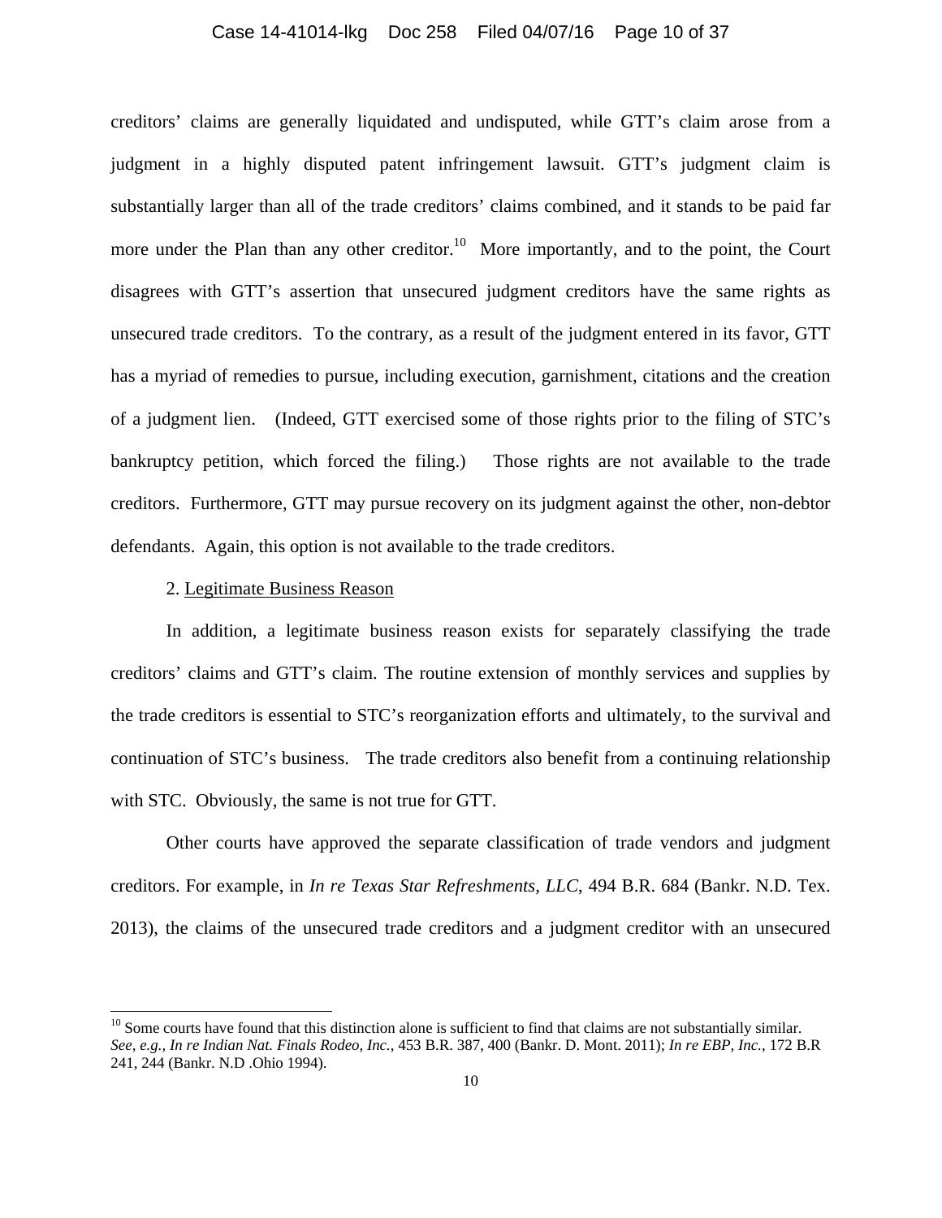creditors' claims are generally liquidated and undisputed, while GTT's claim arose from a judgment in a highly disputed patent infringement lawsuit. GTT's judgment claim is substantially larger than all of the trade creditors' claims combined, and it stands to be paid far more under the Plan than any other creditor.[10] More importantly, and to the point, the Court disagrees with GTT's assertion that unsecured judgment creditors have the same rights as unsecured trade creditors. To the contrary, as a result of the judgment entered in its favor, GTT has a myriad of remedies to pursue, including execution, garnishment, citations and the creation of a judgment lien. (Indeed, GTT exercised some of those rights prior to the filing of STC's bankruptcy petition, which forced the filing.) Those rights are not available to the trade creditors. Furthermore, GTT may pursue recovery on its judgment against the other, non-debtor defendants. Again, this option is not available to the trade creditors.

2. Legitimate Business Reason

In addition, a legitimate business reason exists for separately classifying the trade creditors' claims and GTT's claim. The routine extension of monthly services and supplies by the trade creditors is essential to STC's reorganization efforts and ultimately, to the survival and continuation of STC's business. The trade creditors also benefit from a continuing relationship with STC. Obviously, the same is not true for GTT.

Other courts have approved the separate classification of trade vendors and judgment creditors. For example, in *In re Texas Star Refreshments, LLC*, 494 B.R. 684 (Bankr. N.D. Tex. 2013), the claims of the unsecured trade creditors and a judgment creditor with an unsecured

---

[10] Some courts have found that this distinction alone is sufficient to find that claims are not substantially similar. *See, e.g., In re Indian Nat. Finals Rodeo, Inc.*, 453 B.R. 387, 400 (Bankr. D. Mont. 2011); *In re EBP, Inc.*, 172 B.R 241, 244 (Bankr. N.D .Ohio 1994).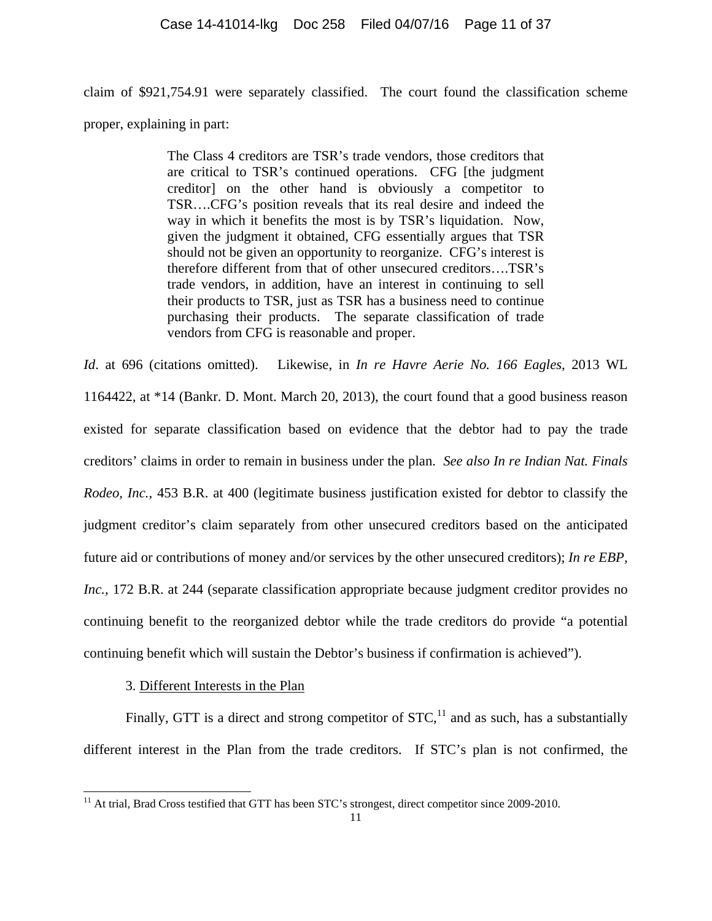claim of $921,754.91 were separately classified. The court found the classification scheme proper, explaining in part:

> The Class 4 creditors are TSR's trade vendors, those creditors that are critical to TSR's continued operations. CFG [the judgment creditor] on the other hand is obviously a competitor to TSR….CFG's position reveals that its real desire and indeed the way in which it benefits the most is by TSR's liquidation. Now, given the judgment it obtained, CFG essentially argues that TSR should not be given an opportunity to reorganize. CFG's interest is therefore different from that of other unsecured creditors….TSR's trade vendors, in addition, have an interest in continuing to sell their products to TSR, just as TSR has a business need to continue purchasing their products. The separate classification of trade vendors from CFG is reasonable and proper.

*Id*. at 696 (citations omitted). Likewise, in *In re Havre Aerie No. 166 Eagles*, 2013 WL 1164422, at *14 (Bankr. D. Mont. March 20, 2013), the court found that a good business reason existed for separate classification based on evidence that the debtor had to pay the trade creditors' claims in order to remain in business under the plan. *See also In re Indian Nat. Finals Rodeo, Inc.*, 453 B.R. at 400 (legitimate business justification existed for debtor to classify the judgment creditor's claim separately from other unsecured creditors based on the anticipated future aid or contributions of money and/or services by the other unsecured creditors); *In re EBP, Inc.*, 172 B.R. at 244 (separate classification appropriate because judgment creditor provides no continuing benefit to the reorganized debtor while the trade creditors do provide "a potential continuing benefit which will sustain the Debtor's business if confirmation is achieved").

3. Different Interests in the Plan

Finally, GTT is a direct and strong competitor of STC,[11] and as such, has a substantially different interest in the Plan from the trade creditors. If STC's plan is not confirmed, the

[11] At trial, Brad Cross testified that GTT has been STC's strongest, direct competitor since 2009-2010.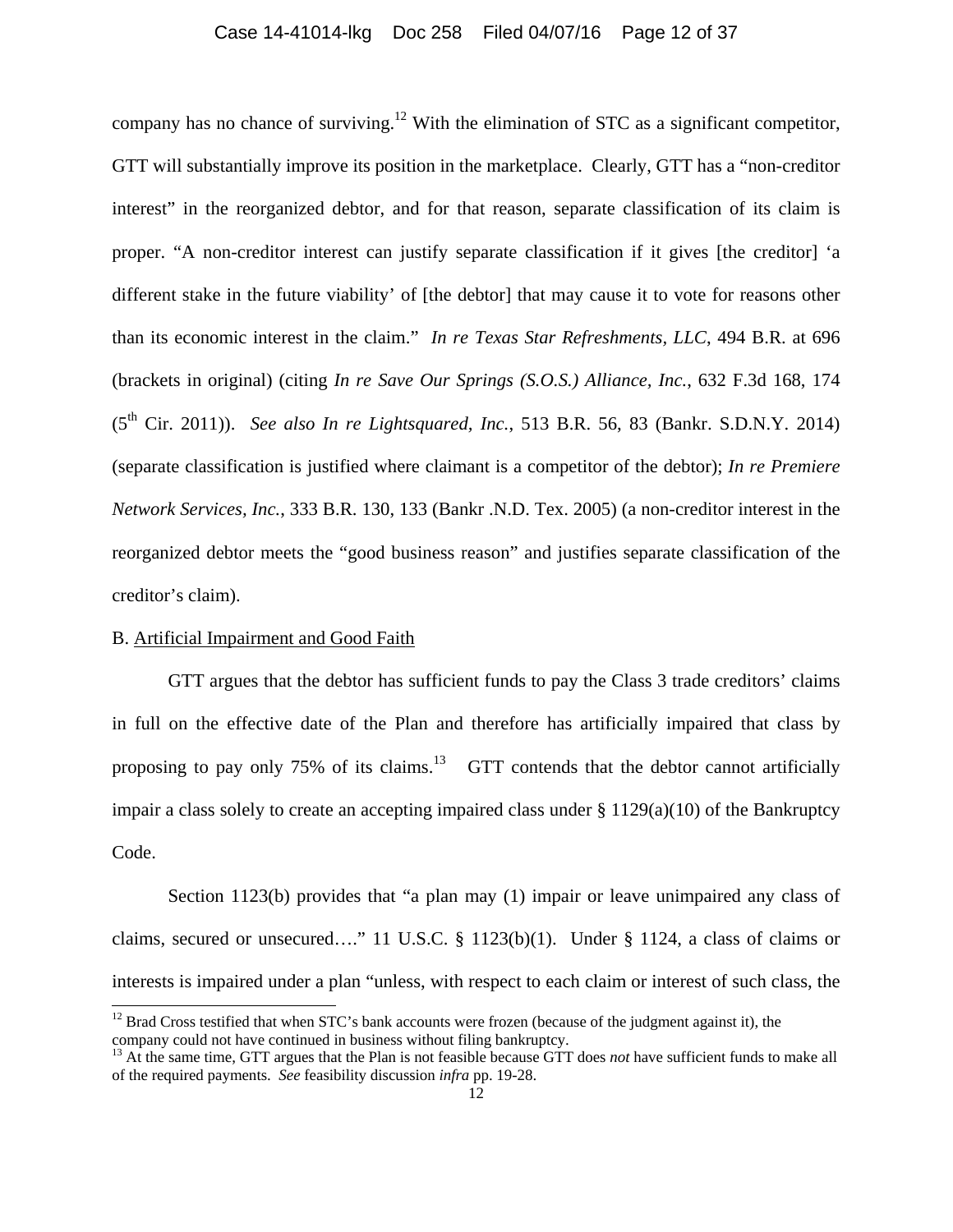company has no chance of surviving.[12] With the elimination of STC as a significant competitor, GTT will substantially improve its position in the marketplace. Clearly, GTT has a "non-creditor interest" in the reorganized debtor, and for that reason, separate classification of its claim is proper. "A non-creditor interest can justify separate classification if it gives [the creditor] 'a different stake in the future viability' of [the debtor] that may cause it to vote for reasons other than its economic interest in the claim." *In re Texas Star Refreshments, LLC*, 494 B.R. at 696 (brackets in original) (citing *In re Save Our Springs (S.O.S.) Alliance, Inc.*, 632 F.3d 168, 174 (5th Cir. 2011)). *See also In re Lightsquared, Inc.*, 513 B.R. 56, 83 (Bankr. S.D.N.Y. 2014) (separate classification is justified where claimant is a competitor of the debtor); *In re Premiere Network Services, Inc.*, 333 B.R. 130, 133 (Bankr .N.D. Tex. 2005) (a non-creditor interest in the reorganized debtor meets the "good business reason" and justifies separate classification of the creditor's claim).

B. Artificial Impairment and Good Faith

GTT argues that the debtor has sufficient funds to pay the Class 3 trade creditors' claims in full on the effective date of the Plan and therefore has artificially impaired that class by proposing to pay only 75% of its claims.[13] GTT contends that the debtor cannot artificially impair a class solely to create an accepting impaired class under § 1129(a)(10) of the Bankruptcy Code.

Section 1123(b) provides that "a plan may (1) impair or leave unimpaired any class of claims, secured or unsecured…." 11 U.S.C. § 1123(b)(1). Under § 1124, a class of claims or interests is impaired under a plan "unless, with respect to each claim or interest of such class, the

[12] Brad Cross testified that when STC's bank accounts were frozen (because of the judgment against it), the company could not have continued in business without filing bankruptcy.

[13] At the same time, GTT argues that the Plan is not feasible because GTT does *not* have sufficient funds to make all of the required payments. *See* feasibility discussion *infra* pp. 19-28.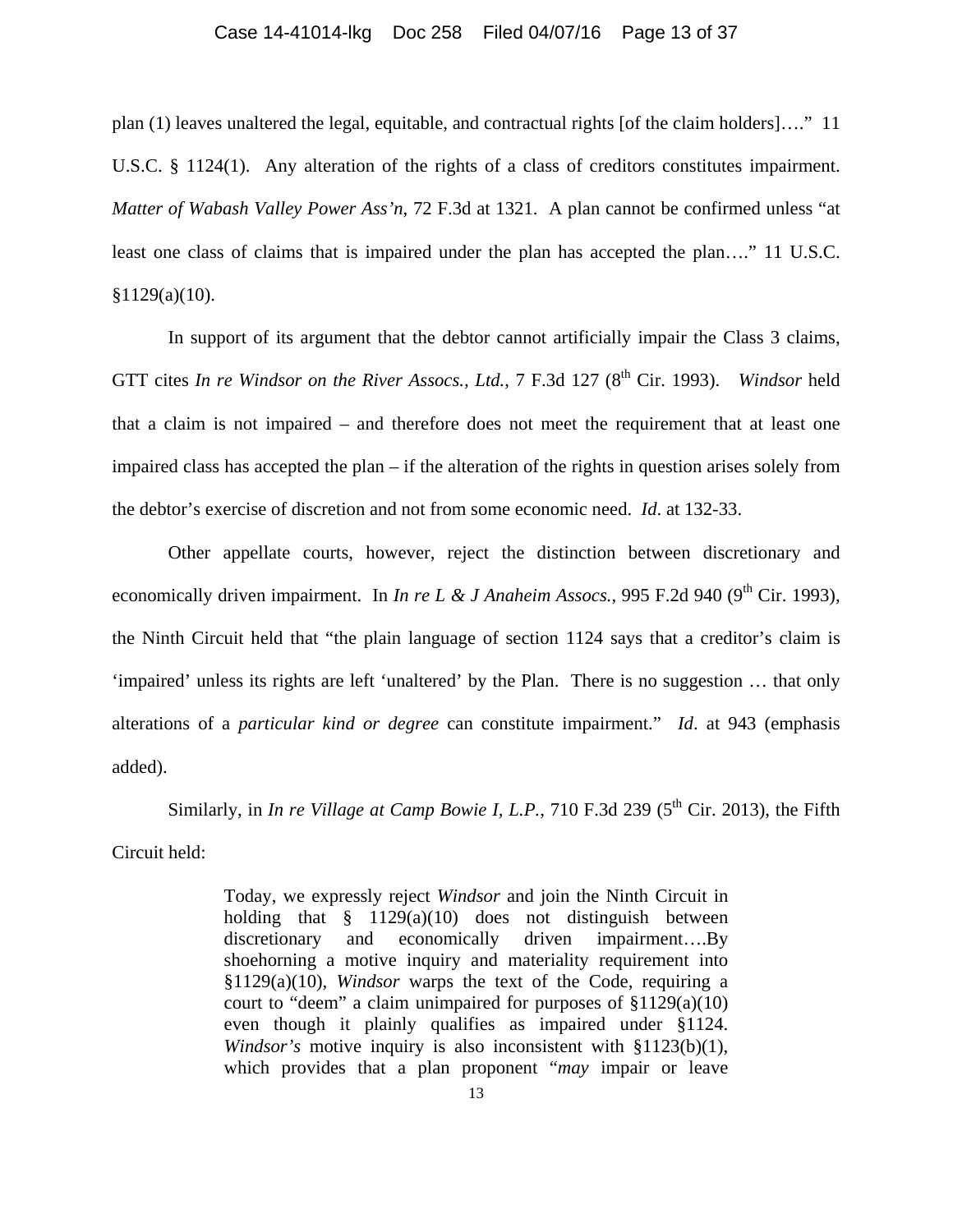plan (1) leaves unaltered the legal, equitable, and contractual rights [of the claim holders]…." 11 U.S.C. § 1124(1). Any alteration of the rights of a class of creditors constitutes impairment. *Matter of Wabash Valley Power Ass'n*, 72 F.3d at 1321. A plan cannot be confirmed unless "at least one class of claims that is impaired under the plan has accepted the plan…." 11 U.S.C. §1129(a)(10).

In support of its argument that the debtor cannot artificially impair the Class 3 claims, GTT cites *In re Windsor on the River Assocs., Ltd.*, 7 F.3d 127 (8th Cir. 1993). *Windsor* held that a claim is not impaired – and therefore does not meet the requirement that at least one impaired class has accepted the plan – if the alteration of the rights in question arises solely from the debtor's exercise of discretion and not from some economic need. *Id.* at 132-33.

Other appellate courts, however, reject the distinction between discretionary and economically driven impairment. In *In re L & J Anaheim Assocs.*, 995 F.2d 940 (9th Cir. 1993), the Ninth Circuit held that "the plain language of section 1124 says that a creditor's claim is 'impaired' unless its rights are left 'unaltered' by the Plan. There is no suggestion … that only alterations of a *particular kind or degree* can constitute impairment." *Id*. at 943 (emphasis added).

Similarly, in *In re Village at Camp Bowie I, L.P.*, 710 F.3d 239 (5th Cir. 2013), the Fifth Circuit held:

> Today, we expressly reject *Windsor* and join the Ninth Circuit in holding that § 1129(a)(10) does not distinguish between discretionary and economically driven impairment….By shoehorning a motive inquiry and materiality requirement into §1129(a)(10), *Windsor* warps the text of the Code, requiring a court to "deem" a claim unimpaired for purposes of §1129(a)(10) even though it plainly qualifies as impaired under §1124. *Windsor's* motive inquiry is also inconsistent with §1123(b)(1), which provides that a plan proponent "*may* impair or leave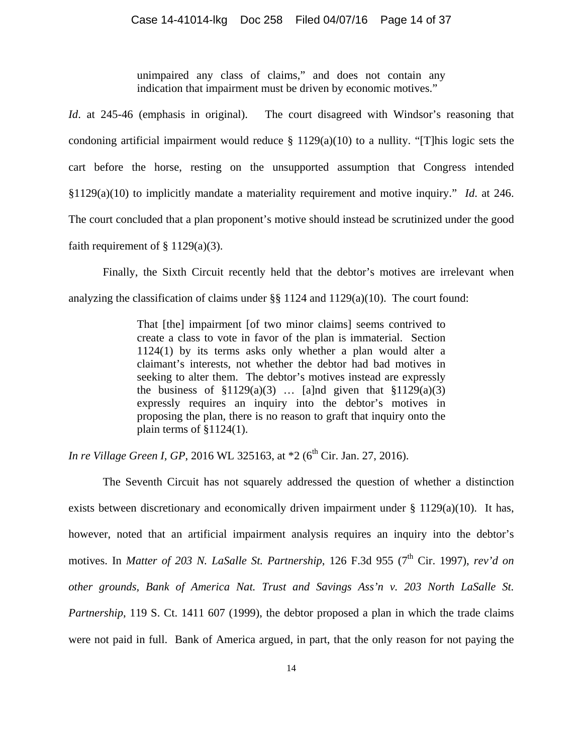> unimpaired any class of claims," and does not contain any indication that impairment must be driven by economic motives."

*Id*. at 245-46 (emphasis in original). The court disagreed with Windsor's reasoning that condoning artificial impairment would reduce § 1129(a)(10) to a nullity. "[T]his logic sets the cart before the horse, resting on the unsupported assumption that Congress intended §1129(a)(10) to implicitly mandate a materiality requirement and motive inquiry." *Id*. at 246. The court concluded that a plan proponent's motive should instead be scrutinized under the good faith requirement of § 1129(a)(3).

Finally, the Sixth Circuit recently held that the debtor's motives are irrelevant when analyzing the classification of claims under §§ 1124 and 1129(a)(10). The court found:

> That [the] impairment [of two minor claims] seems contrived to create a class to vote in favor of the plan is immaterial. Section 1124(1) by its terms asks only whether a plan would alter a claimant's interests, not whether the debtor had bad motives in seeking to alter them. The debtor's motives instead are expressly the business of §1129(a)(3) … [a]nd given that §1129(a)(3) expressly requires an inquiry into the debtor's motives in proposing the plan, there is no reason to graft that inquiry onto the plain terms of §1124(1).

*In re Village Green I, GP*, 2016 WL 325163, at *2 (6th Cir. Jan. 27, 2016).

The Seventh Circuit has not squarely addressed the question of whether a distinction exists between discretionary and economically driven impairment under § 1129(a)(10). It has, however, noted that an artificial impairment analysis requires an inquiry into the debtor's motives. In *Matter of 203 N. LaSalle St. Partnership*, 126 F.3d 955 (7th Cir. 1997), *rev'd on other grounds, Bank of America Nat. Trust and Savings Ass'n v. 203 North LaSalle St. Partnership*, 119 S. Ct. 1411 607 (1999), the debtor proposed a plan in which the trade claims were not paid in full. Bank of America argued, in part, that the only reason for not paying the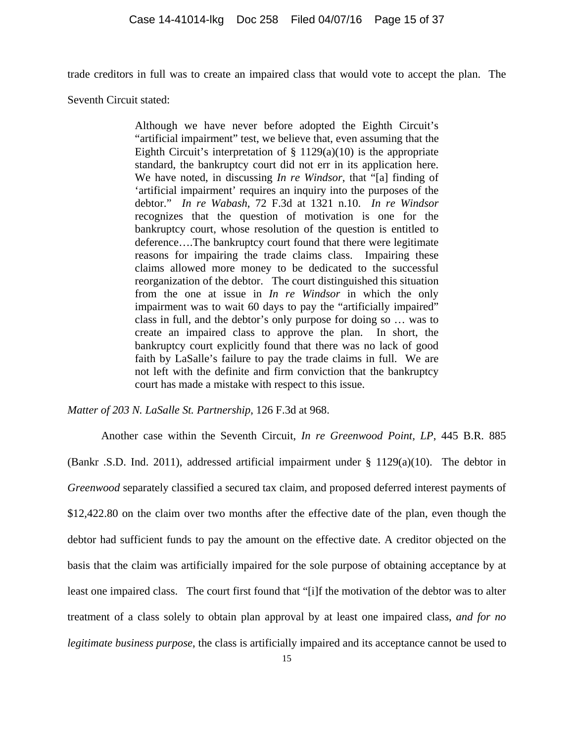trade creditors in full was to create an impaired class that would vote to accept the plan. The Seventh Circuit stated:

> Although we have never before adopted the Eighth Circuit's "artificial impairment" test, we believe that, even assuming that the Eighth Circuit's interpretation of § 1129(a)(10) is the appropriate standard, the bankruptcy court did not err in its application here. We have noted, in discussing *In re Windsor*, that "[a] finding of 'artificial impairment' requires an inquiry into the purposes of the debtor." *In re Wabash*, 72 F.3d at 1321 n.10. *In re Windsor* recognizes that the question of motivation is one for the bankruptcy court, whose resolution of the question is entitled to deference….The bankruptcy court found that there were legitimate reasons for impairing the trade claims class. Impairing these claims allowed more money to be dedicated to the successful reorganization of the debtor. The court distinguished this situation from the one at issue in *In re Windsor* in which the only impairment was to wait 60 days to pay the "artificially impaired" class in full, and the debtor's only purpose for doing so … was to create an impaired class to approve the plan. In short, the bankruptcy court explicitly found that there was no lack of good faith by LaSalle's failure to pay the trade claims in full. We are not left with the definite and firm conviction that the bankruptcy court has made a mistake with respect to this issue.

*Matter of 203 N. LaSalle St. Partnership*, 126 F.3d at 968.

Another case within the Seventh Circuit, *In re Greenwood Point, LP*, 445 B.R. 885 (Bankr .S.D. Ind. 2011), addressed artificial impairment under § 1129(a)(10). The debtor in *Greenwood* separately classified a secured tax claim, and proposed deferred interest payments of $12,422.80 on the claim over two months after the effective date of the plan, even though the debtor had sufficient funds to pay the amount on the effective date. A creditor objected on the basis that the claim was artificially impaired for the sole purpose of obtaining acceptance by at least one impaired class. The court first found that "[i]f the motivation of the debtor was to alter treatment of a class solely to obtain plan approval by at least one impaired class, *and for no legitimate business purpose*, the class is artificially impaired and its acceptance cannot be used to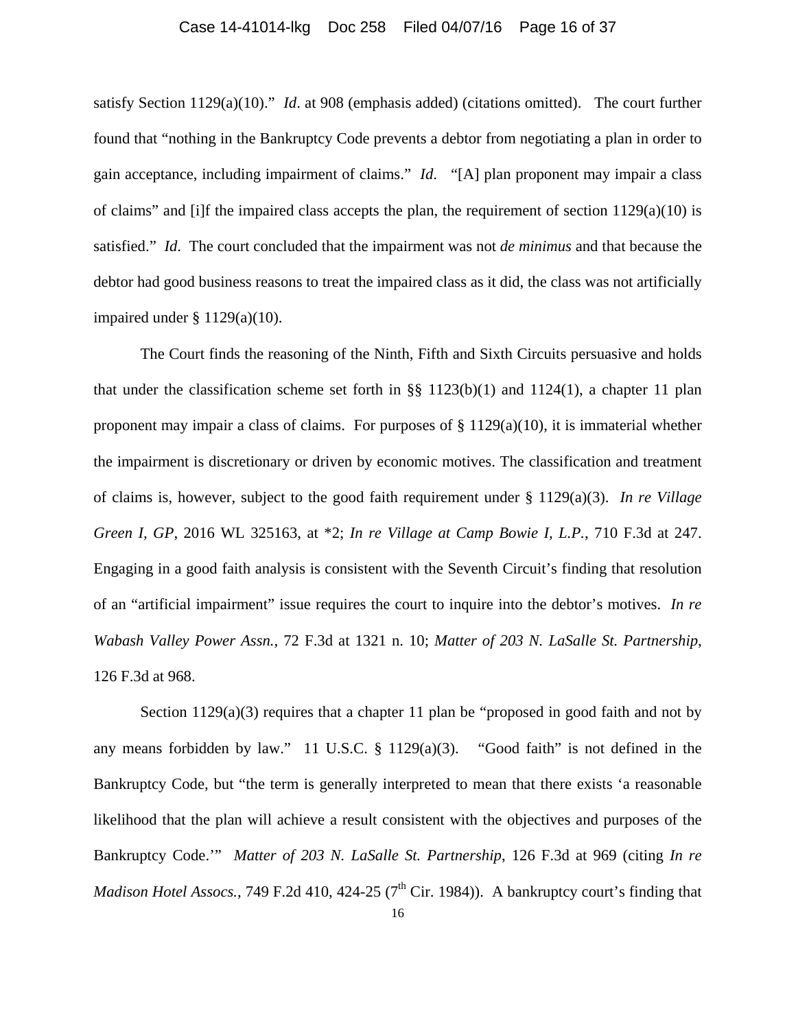satisfy Section 1129(a)(10)." *Id*. at 908 (emphasis added) (citations omitted). The court further found that "nothing in the Bankruptcy Code prevents a debtor from negotiating a plan in order to gain acceptance, including impairment of claims." *Id*. "[A] plan proponent may impair a class of claims" and [i]f the impaired class accepts the plan, the requirement of section 1129(a)(10) is satisfied." *Id*. The court concluded that the impairment was not *de minimus* and that because the debtor had good business reasons to treat the impaired class as it did, the class was not artificially impaired under § 1129(a)(10).

The Court finds the reasoning of the Ninth, Fifth and Sixth Circuits persuasive and holds that under the classification scheme set forth in §§ 1123(b)(1) and 1124(1), a chapter 11 plan proponent may impair a class of claims. For purposes of § 1129(a)(10), it is immaterial whether the impairment is discretionary or driven by economic motives. The classification and treatment of claims is, however, subject to the good faith requirement under § 1129(a)(3). *In re Village Green I, GP*, 2016 WL 325163, at *2; *In re Village at Camp Bowie I, L.P.*, 710 F.3d at 247. Engaging in a good faith analysis is consistent with the Seventh Circuit's finding that resolution of an "artificial impairment" issue requires the court to inquire into the debtor's motives. *In re Wabash Valley Power Assn.*, 72 F.3d at 1321 n. 10; *Matter of 203 N. LaSalle St. Partnership*, 126 F.3d at 968.

Section 1129(a)(3) requires that a chapter 11 plan be "proposed in good faith and not by any means forbidden by law." 11 U.S.C. § 1129(a)(3). "Good faith" is not defined in the Bankruptcy Code, but "the term is generally interpreted to mean that there exists 'a reasonable likelihood that the plan will achieve a result consistent with the objectives and purposes of the Bankruptcy Code.'" *Matter of 203 N. LaSalle St. Partnership*, 126 F.3d at 969 (citing *In re Madison Hotel Assocs.*, 749 F.2d 410, 424-25 (7th Cir. 1984)). A bankruptcy court's finding that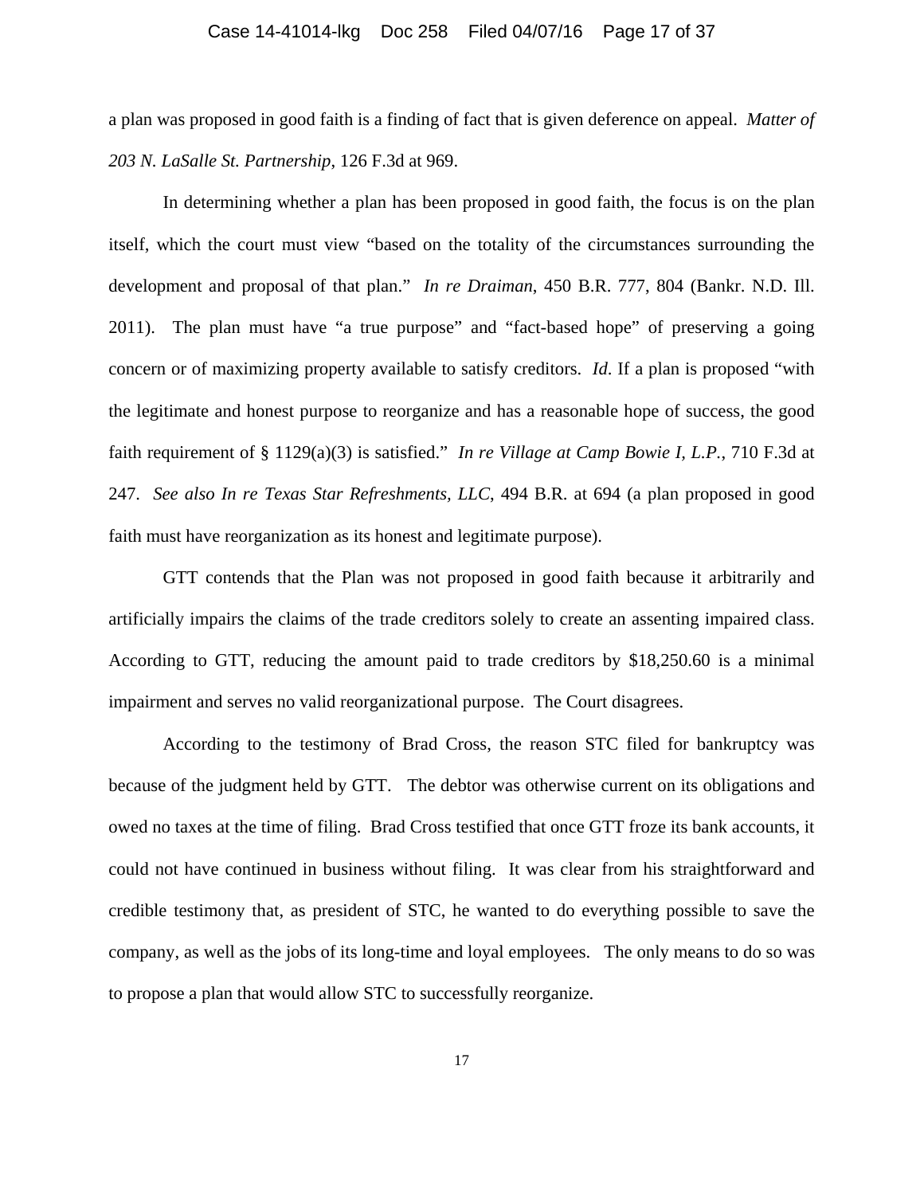a plan was proposed in good faith is a finding of fact that is given deference on appeal. *Matter of 203 N. LaSalle St. Partnership*, 126 F.3d at 969.

In determining whether a plan has been proposed in good faith, the focus is on the plan itself, which the court must view "based on the totality of the circumstances surrounding the development and proposal of that plan." *In re Draiman*, 450 B.R. 777, 804 (Bankr. N.D. Ill. 2011). The plan must have "a true purpose" and "fact-based hope" of preserving a going concern or of maximizing property available to satisfy creditors. *Id*. If a plan is proposed "with the legitimate and honest purpose to reorganize and has a reasonable hope of success, the good faith requirement of § 1129(a)(3) is satisfied." *In re Village at Camp Bowie I, L.P.*, 710 F.3d at 247. *See also In re Texas Star Refreshments, LLC*, 494 B.R. at 694 (a plan proposed in good faith must have reorganization as its honest and legitimate purpose).

GTT contends that the Plan was not proposed in good faith because it arbitrarily and artificially impairs the claims of the trade creditors solely to create an assenting impaired class. According to GTT, reducing the amount paid to trade creditors by $18,250.60 is a minimal impairment and serves no valid reorganizational purpose. The Court disagrees.

According to the testimony of Brad Cross, the reason STC filed for bankruptcy was because of the judgment held by GTT. The debtor was otherwise current on its obligations and owed no taxes at the time of filing. Brad Cross testified that once GTT froze its bank accounts, it could not have continued in business without filing. It was clear from his straightforward and credible testimony that, as president of STC, he wanted to do everything possible to save the company, as well as the jobs of its long-time and loyal employees. The only means to do so was to propose a plan that would allow STC to successfully reorganize.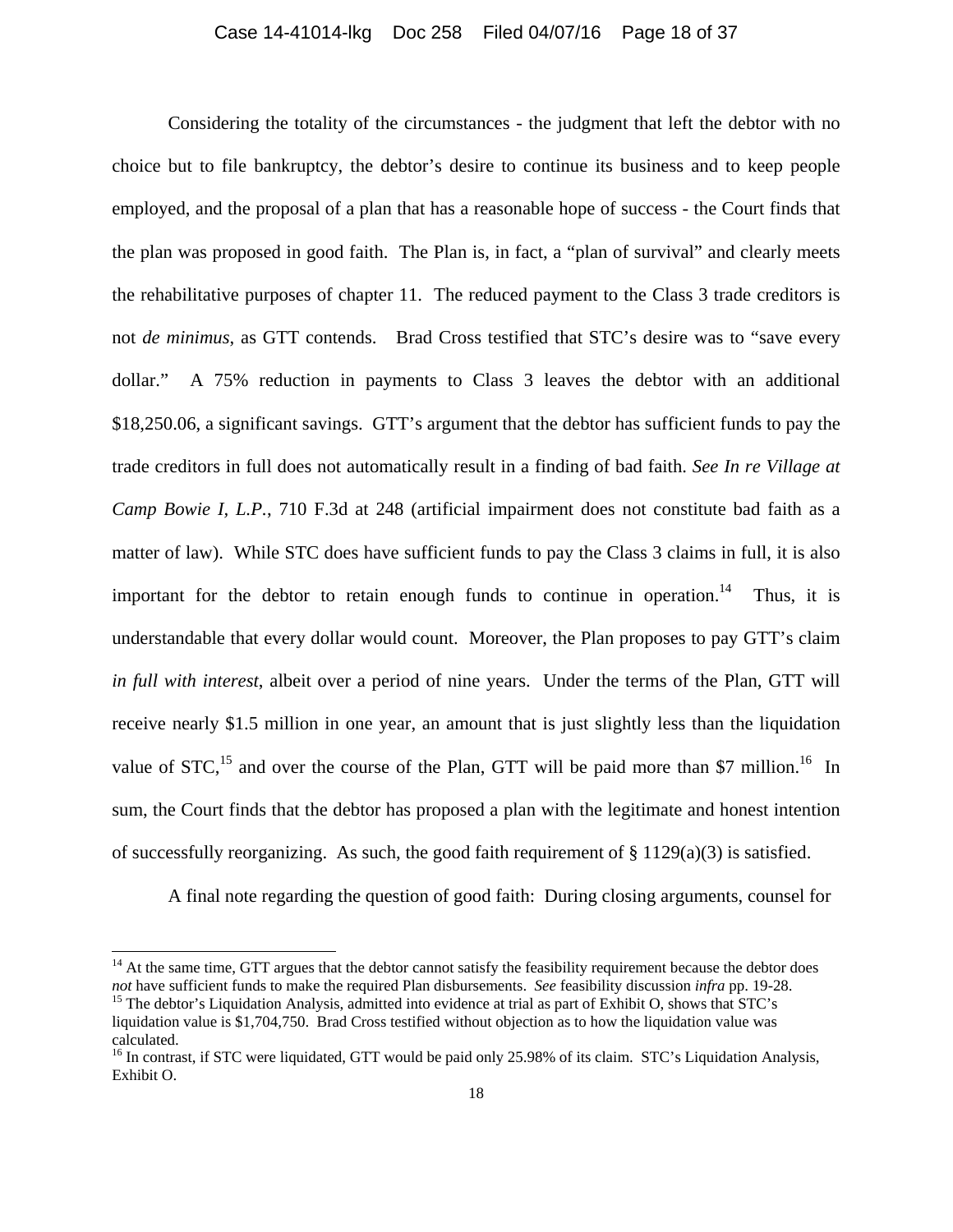Considering the totality of the circumstances - the judgment that left the debtor with no choice but to file bankruptcy, the debtor's desire to continue its business and to keep people employed, and the proposal of a plan that has a reasonable hope of success - the Court finds that the plan was proposed in good faith. The Plan is, in fact, a "plan of survival" and clearly meets the rehabilitative purposes of chapter 11. The reduced payment to the Class 3 trade creditors is not *de minimus*, as GTT contends. Brad Cross testified that STC's desire was to "save every dollar." A 75% reduction in payments to Class 3 leaves the debtor with an additional $18,250.06, a significant savings. GTT's argument that the debtor has sufficient funds to pay the trade creditors in full does not automatically result in a finding of bad faith. *See In re Village at Camp Bowie I, L.P.*, 710 F.3d at 248 (artificial impairment does not constitute bad faith as a matter of law). While STC does have sufficient funds to pay the Class 3 claims in full, it is also important for the debtor to retain enough funds to continue in operation.[14] Thus, it is understandable that every dollar would count. Moreover, the Plan proposes to pay GTT's claim *in full with interest*, albeit over a period of nine years. Under the terms of the Plan, GTT will receive nearly $1.5 million in one year, an amount that is just slightly less than the liquidation value of STC,[15] and over the course of the Plan, GTT will be paid more than $7 million.[16] In sum, the Court finds that the debtor has proposed a plan with the legitimate and honest intention of successfully reorganizing. As such, the good faith requirement of § 1129(a)(3) is satisfied.

A final note regarding the question of good faith: During closing arguments, counsel for

[14] At the same time, GTT argues that the debtor cannot satisfy the feasibility requirement because the debtor does *not* have sufficient funds to make the required Plan disbursements. *See* feasibility discussion *infra* pp. 19-28.

[15] The debtor's Liquidation Analysis, admitted into evidence at trial as part of Exhibit O, shows that STC's liquidation value is $1,704,750. Brad Cross testified without objection as to how the liquidation value was calculated.

[16] In contrast, if STC were liquidated, GTT would be paid only 25.98% of its claim. STC's Liquidation Analysis, Exhibit O.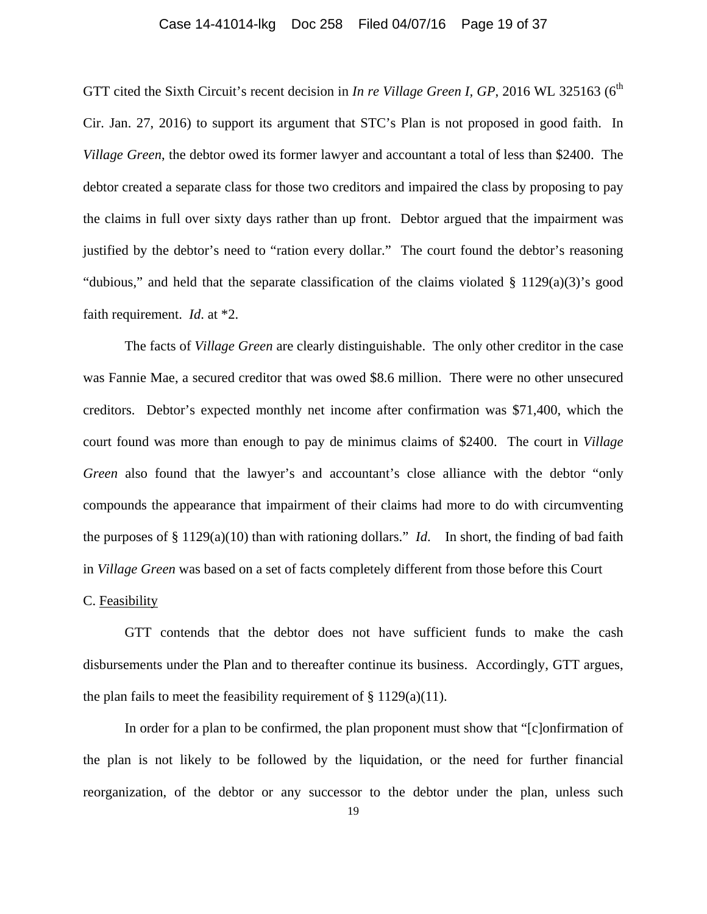GTT cited the Sixth Circuit's recent decision in *In re Village Green I, GP*, 2016 WL 325163 (6th Cir. Jan. 27, 2016) to support its argument that STC's Plan is not proposed in good faith. In *Village Green*, the debtor owed its former lawyer and accountant a total of less than $2400. The debtor created a separate class for those two creditors and impaired the class by proposing to pay the claims in full over sixty days rather than up front. Debtor argued that the impairment was justified by the debtor's need to "ration every dollar." The court found the debtor's reasoning "dubious," and held that the separate classification of the claims violated § 1129(a)(3)'s good faith requirement. *Id*. at *2.

The facts of *Village Green* are clearly distinguishable. The only other creditor in the case was Fannie Mae, a secured creditor that was owed $8.6 million. There were no other unsecured creditors. Debtor's expected monthly net income after confirmation was $71,400, which the court found was more than enough to pay de minimus claims of $2400. The court in *Village Green* also found that the lawyer's and accountant's close alliance with the debtor "only compounds the appearance that impairment of their claims had more to do with circumventing the purposes of § 1129(a)(10) than with rationing dollars." *Id*. In short, the finding of bad faith in *Village Green* was based on a set of facts completely different from those before this Court

C. <u>Feasibility</u>

GTT contends that the debtor does not have sufficient funds to make the cash disbursements under the Plan and to thereafter continue its business. Accordingly, GTT argues, the plan fails to meet the feasibility requirement of § 1129(a)(11).

In order for a plan to be confirmed, the plan proponent must show that "[c]onfirmation of the plan is not likely to be followed by the liquidation, or the need for further financial reorganization, of the debtor or any successor to the debtor under the plan, unless such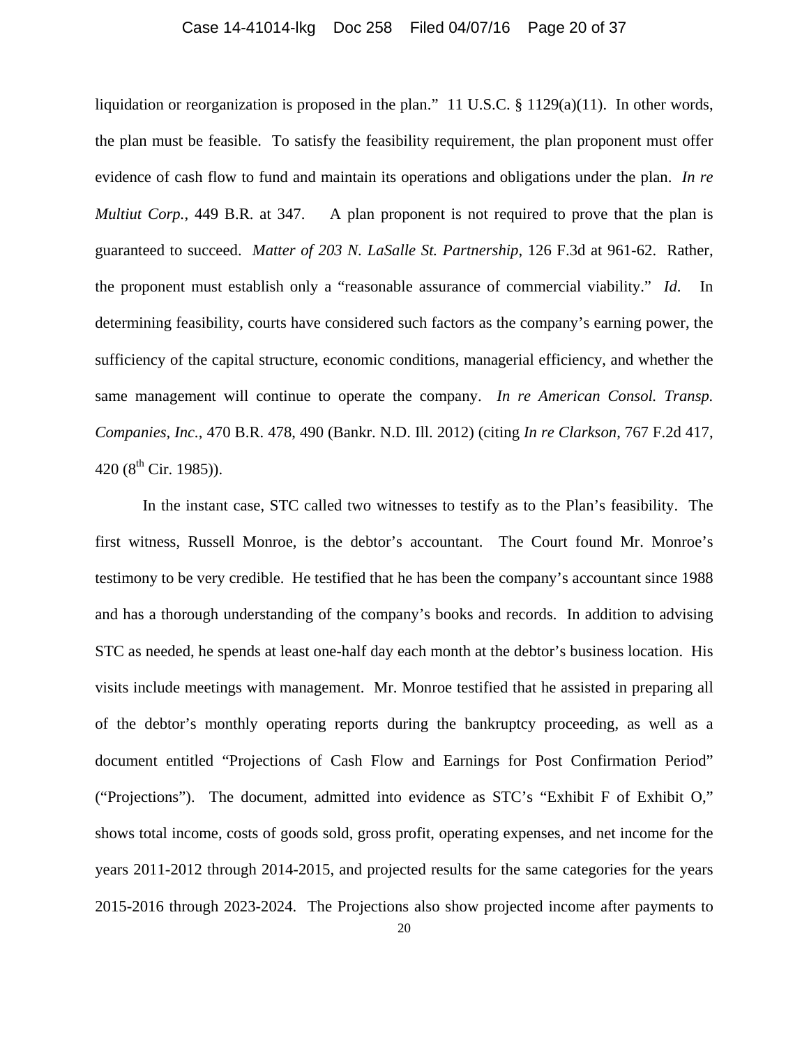liquidation or reorganization is proposed in the plan." 11 U.S.C. § 1129(a)(11). In other words, the plan must be feasible. To satisfy the feasibility requirement, the plan proponent must offer evidence of cash flow to fund and maintain its operations and obligations under the plan. *In re Multiut Corp.*, 449 B.R. at 347. A plan proponent is not required to prove that the plan is guaranteed to succeed. *Matter of 203 N. LaSalle St. Partnership*, 126 F.3d at 961-62. Rather, the proponent must establish only a "reasonable assurance of commercial viability." *Id.* In determining feasibility, courts have considered such factors as the company's earning power, the sufficiency of the capital structure, economic conditions, managerial efficiency, and whether the same management will continue to operate the company. *In re American Consol. Transp. Companies, Inc.*, 470 B.R. 478, 490 (Bankr. N.D. Ill. 2012) (citing *In re Clarkson*, 767 F.2d 417, 420 (8th Cir. 1985)).

In the instant case, STC called two witnesses to testify as to the Plan's feasibility. The first witness, Russell Monroe, is the debtor's accountant. The Court found Mr. Monroe's testimony to be very credible. He testified that he has been the company's accountant since 1988 and has a thorough understanding of the company's books and records. In addition to advising STC as needed, he spends at least one-half day each month at the debtor's business location. His visits include meetings with management. Mr. Monroe testified that he assisted in preparing all of the debtor's monthly operating reports during the bankruptcy proceeding, as well as a document entitled "Projections of Cash Flow and Earnings for Post Confirmation Period" ("Projections"). The document, admitted into evidence as STC's "Exhibit F of Exhibit O," shows total income, costs of goods sold, gross profit, operating expenses, and net income for the years 2011-2012 through 2014-2015, and projected results for the same categories for the years 2015-2016 through 2023-2024. The Projections also show projected income after payments to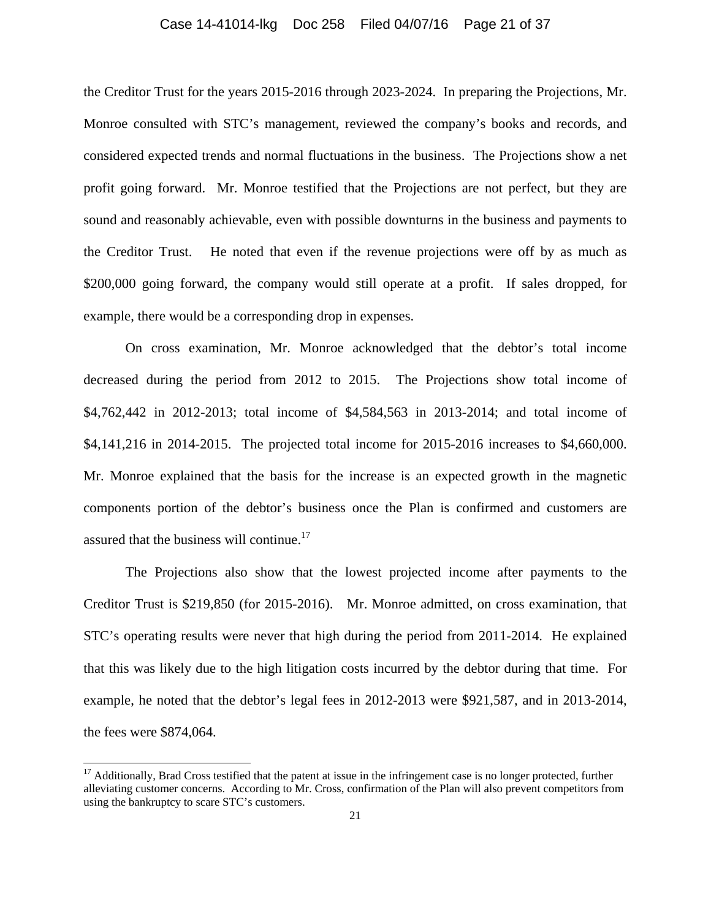the Creditor Trust for the years 2015-2016 through 2023-2024. In preparing the Projections, Mr. Monroe consulted with STC's management, reviewed the company's books and records, and considered expected trends and normal fluctuations in the business. The Projections show a net profit going forward. Mr. Monroe testified that the Projections are not perfect, but they are sound and reasonably achievable, even with possible downturns in the business and payments to the Creditor Trust. He noted that even if the revenue projections were off by as much as $200,000 going forward, the company would still operate at a profit. If sales dropped, for example, there would be a corresponding drop in expenses.

On cross examination, Mr. Monroe acknowledged that the debtor's total income decreased during the period from 2012 to 2015. The Projections show total income of $4,762,442 in 2012-2013; total income of $4,584,563 in 2013-2014; and total income of $4,141,216 in 2014-2015. The projected total income for 2015-2016 increases to $4,660,000. Mr. Monroe explained that the basis for the increase is an expected growth in the magnetic components portion of the debtor's business once the Plan is confirmed and customers are assured that the business will continue.[17]

The Projections also show that the lowest projected income after payments to the Creditor Trust is $219,850 (for 2015-2016). Mr. Monroe admitted, on cross examination, that STC's operating results were never that high during the period from 2011-2014. He explained that this was likely due to the high litigation costs incurred by the debtor during that time. For example, he noted that the debtor's legal fees in 2012-2013 were $921,587, and in 2013-2014, the fees were $874,064.

[17] Additionally, Brad Cross testified that the patent at issue in the infringement case is no longer protected, further alleviating customer concerns. According to Mr. Cross, confirmation of the Plan will also prevent competitors from using the bankruptcy to scare STC's customers.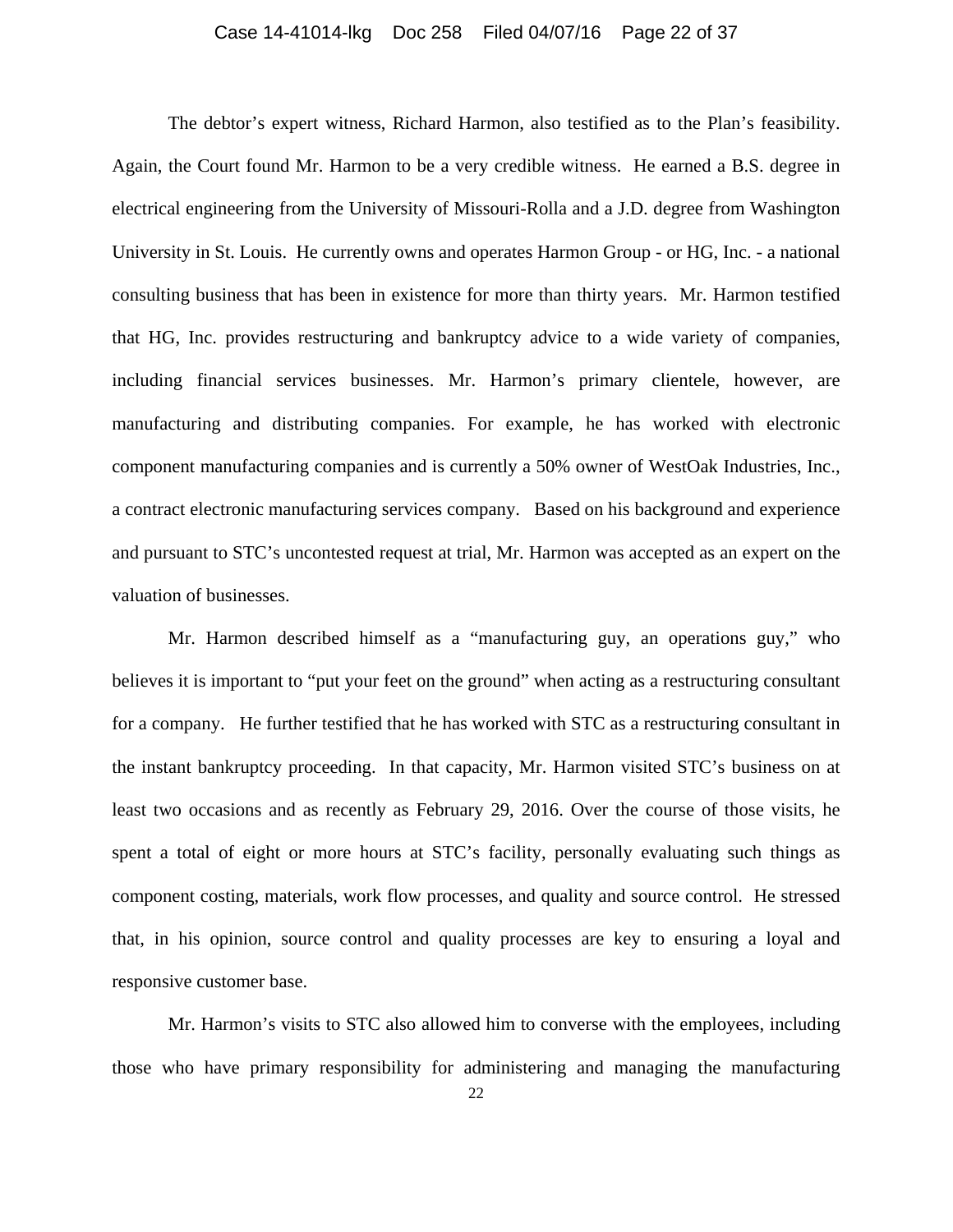The debtor's expert witness, Richard Harmon, also testified as to the Plan's feasibility. Again, the Court found Mr. Harmon to be a very credible witness. He earned a B.S. degree in electrical engineering from the University of Missouri-Rolla and a J.D. degree from Washington University in St. Louis. He currently owns and operates Harmon Group - or HG, Inc. - a national consulting business that has been in existence for more than thirty years. Mr. Harmon testified that HG, Inc. provides restructuring and bankruptcy advice to a wide variety of companies, including financial services businesses. Mr. Harmon's primary clientele, however, are manufacturing and distributing companies. For example, he has worked with electronic component manufacturing companies and is currently a 50% owner of WestOak Industries, Inc., a contract electronic manufacturing services company. Based on his background and experience and pursuant to STC's uncontested request at trial, Mr. Harmon was accepted as an expert on the valuation of businesses.

Mr. Harmon described himself as a "manufacturing guy, an operations guy," who believes it is important to "put your feet on the ground" when acting as a restructuring consultant for a company. He further testified that he has worked with STC as a restructuring consultant in the instant bankruptcy proceeding. In that capacity, Mr. Harmon visited STC's business on at least two occasions and as recently as February 29, 2016. Over the course of those visits, he spent a total of eight or more hours at STC's facility, personally evaluating such things as component costing, materials, work flow processes, and quality and source control. He stressed that, in his opinion, source control and quality processes are key to ensuring a loyal and responsive customer base.

Mr. Harmon's visits to STC also allowed him to converse with the employees, including those who have primary responsibility for administering and managing the manufacturing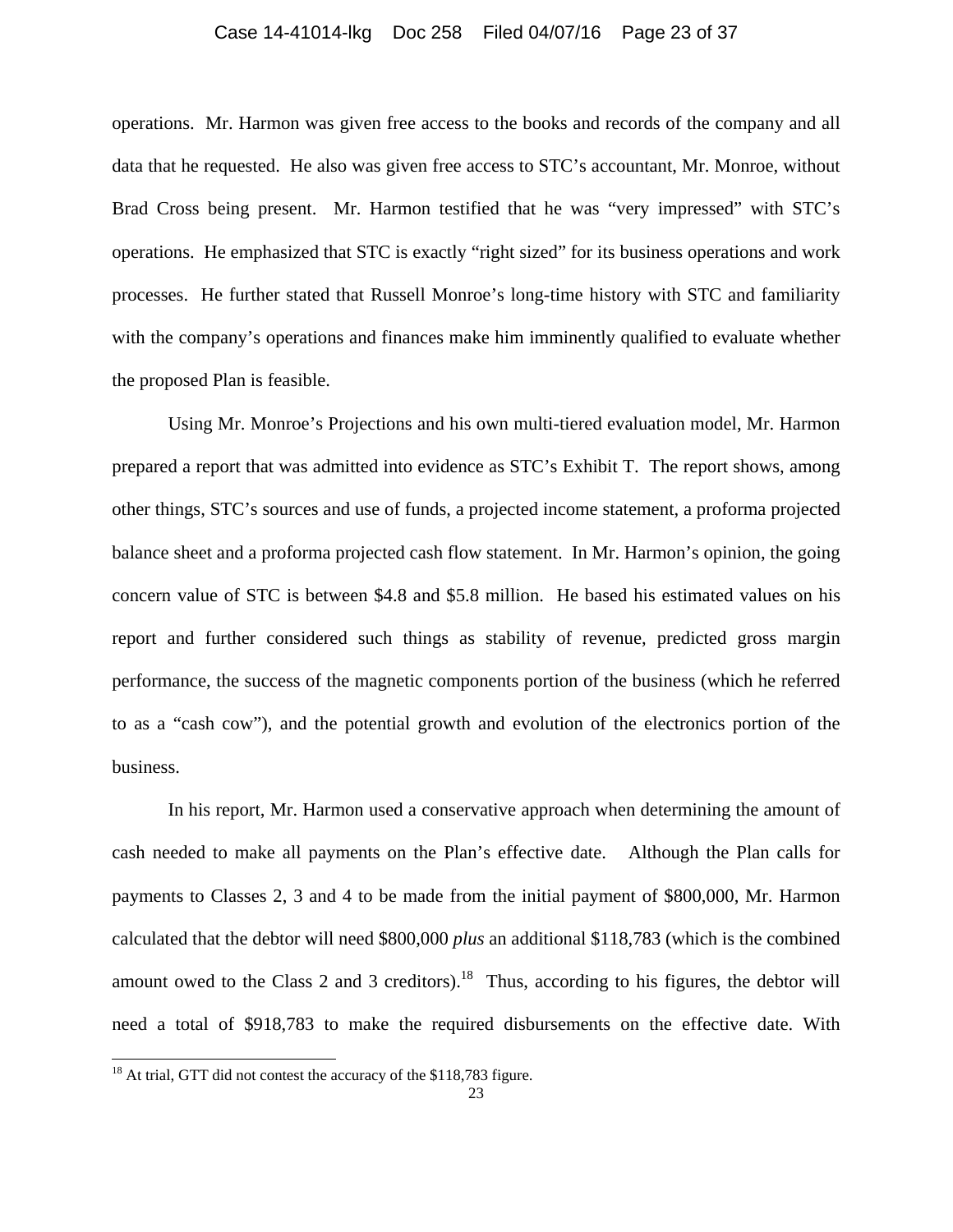operations. Mr. Harmon was given free access to the books and records of the company and all data that he requested. He also was given free access to STC's accountant, Mr. Monroe, without Brad Cross being present. Mr. Harmon testified that he was "very impressed" with STC's operations. He emphasized that STC is exactly "right sized" for its business operations and work processes. He further stated that Russell Monroe's long-time history with STC and familiarity with the company's operations and finances make him imminently qualified to evaluate whether the proposed Plan is feasible.

Using Mr. Monroe's Projections and his own multi-tiered evaluation model, Mr. Harmon prepared a report that was admitted into evidence as STC's Exhibit T. The report shows, among other things, STC's sources and use of funds, a projected income statement, a proforma projected balance sheet and a proforma projected cash flow statement. In Mr. Harmon's opinion, the going concern value of STC is between $4.8 and $5.8 million. He based his estimated values on his report and further considered such things as stability of revenue, predicted gross margin performance, the success of the magnetic components portion of the business (which he referred to as a "cash cow"), and the potential growth and evolution of the electronics portion of the business.

In his report, Mr. Harmon used a conservative approach when determining the amount of cash needed to make all payments on the Plan's effective date. Although the Plan calls for payments to Classes 2, 3 and 4 to be made from the initial payment of $800,000, Mr. Harmon calculated that the debtor will need $800,000 *plus* an additional $118,783 (which is the combined amount owed to the Class 2 and 3 creditors).[18] Thus, according to his figures, the debtor will need a total of $918,783 to make the required disbursements on the effective date. With

[18] At trial, GTT did not contest the accuracy of the $118,783 figure.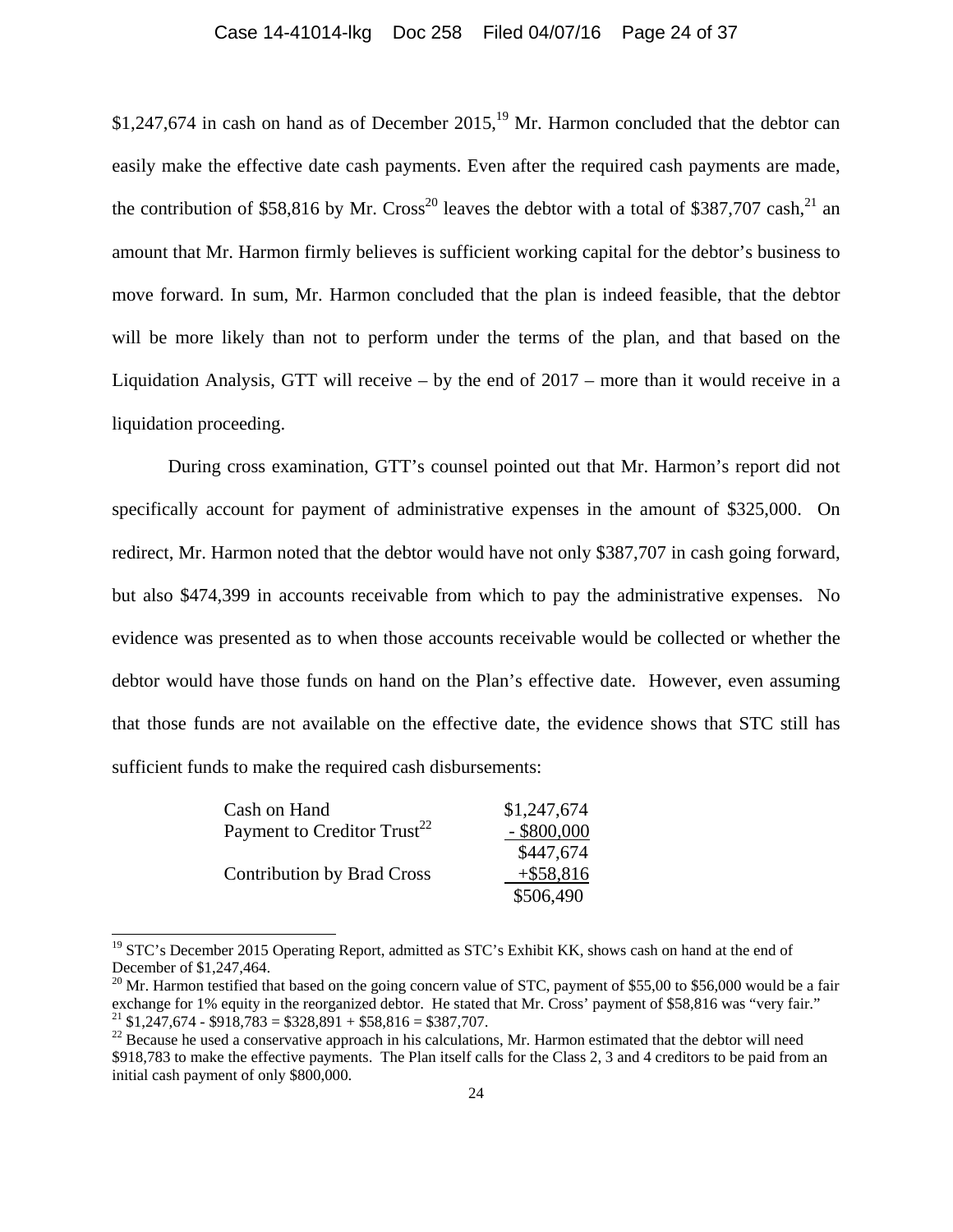$1,247,674 in cash on hand as of December 2015,[19] Mr. Harmon concluded that the debtor can easily make the effective date cash payments. Even after the required cash payments are made, the contribution of $58,816 by Mr. Cross[20] leaves the debtor with a total of $387,707 cash,[21] an amount that Mr. Harmon firmly believes is sufficient working capital for the debtor's business to move forward. In sum, Mr. Harmon concluded that the plan is indeed feasible, that the debtor will be more likely than not to perform under the terms of the plan, and that based on the Liquidation Analysis, GTT will receive – by the end of 2017 – more than it would receive in a liquidation proceeding.

During cross examination, GTT's counsel pointed out that Mr. Harmon's report did not specifically account for payment of administrative expenses in the amount of $325,000. On redirect, Mr. Harmon noted that the debtor would have not only $387,707 in cash going forward, but also $474,399 in accounts receivable from which to pay the administrative expenses. No evidence was presented as to when those accounts receivable would be collected or whether the debtor would have those funds on hand on the Plan's effective date. However, even assuming that those funds are not available on the effective date, the evidence shows that STC still has sufficient funds to make the required cash disbursements:

| | |
|---|---|
| Cash on Hand | $1,247,674 |
| Payment to Creditor Trust[22] | - $800,000 |
| | $447,674 |
| Contribution by Brad Cross | +$58,816 |
| | $506,490 |

[19] STC's December 2015 Operating Report, admitted as STC's Exhibit KK, shows cash on hand at the end of December of $1,247,464.

[20] Mr. Harmon testified that based on the going concern value of STC, payment of $55,00 to $56,000 would be a fair exchange for 1% equity in the reorganized debtor. He stated that Mr. Cross' payment of $58,816 was "very fair."

[21] $1,247,674 - $918,783 = $328,891 + $58,816 = $387,707.

[22] Because he used a conservative approach in his calculations, Mr. Harmon estimated that the debtor will need $918,783 to make the effective payments. The Plan itself calls for the Class 2, 3 and 4 creditors to be paid from an initial cash payment of only $800,000.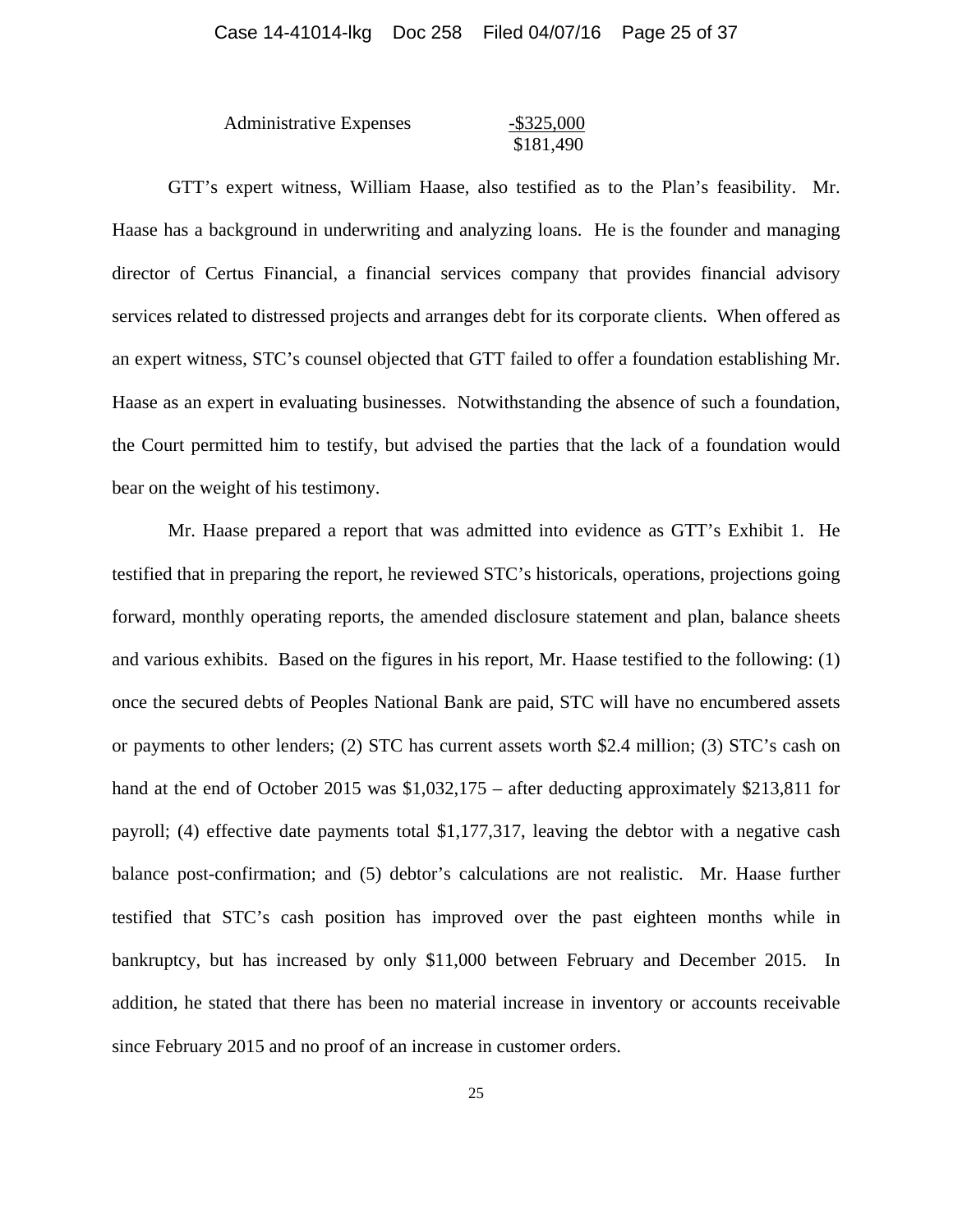| | |
|---|---|
| Administrative Expenses | -$325,000 |
| | $181,490 |

GTT's expert witness, William Haase, also testified as to the Plan's feasibility. Mr. Haase has a background in underwriting and analyzing loans. He is the founder and managing director of Certus Financial, a financial services company that provides financial advisory services related to distressed projects and arranges debt for its corporate clients. When offered as an expert witness, STC's counsel objected that GTT failed to offer a foundation establishing Mr. Haase as an expert in evaluating businesses. Notwithstanding the absence of such a foundation, the Court permitted him to testify, but advised the parties that the lack of a foundation would bear on the weight of his testimony.

Mr. Haase prepared a report that was admitted into evidence as GTT's Exhibit 1. He testified that in preparing the report, he reviewed STC's historicals, operations, projections going forward, monthly operating reports, the amended disclosure statement and plan, balance sheets and various exhibits. Based on the figures in his report, Mr. Haase testified to the following: (1) once the secured debts of Peoples National Bank are paid, STC will have no encumbered assets or payments to other lenders; (2) STC has current assets worth $2.4 million; (3) STC's cash on hand at the end of October 2015 was $1,032,175 – after deducting approximately $213,811 for payroll; (4) effective date payments total $1,177,317, leaving the debtor with a negative cash balance post-confirmation; and (5) debtor's calculations are not realistic. Mr. Haase further testified that STC's cash position has improved over the past eighteen months while in bankruptcy, but has increased by only $11,000 between February and December 2015. In addition, he stated that there has been no material increase in inventory or accounts receivable since February 2015 and no proof of an increase in customer orders.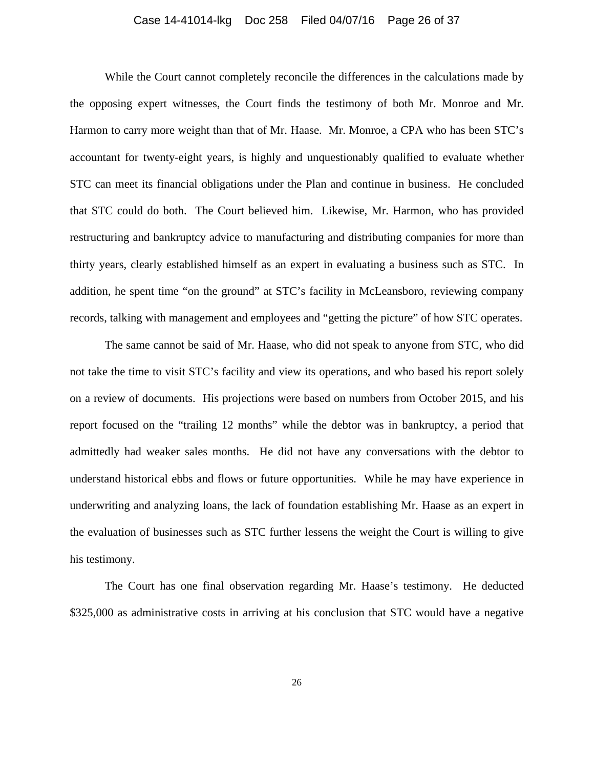While the Court cannot completely reconcile the differences in the calculations made by the opposing expert witnesses, the Court finds the testimony of both Mr. Monroe and Mr. Harmon to carry more weight than that of Mr. Haase. Mr. Monroe, a CPA who has been STC's accountant for twenty-eight years, is highly and unquestionably qualified to evaluate whether STC can meet its financial obligations under the Plan and continue in business. He concluded that STC could do both. The Court believed him. Likewise, Mr. Harmon, who has provided restructuring and bankruptcy advice to manufacturing and distributing companies for more than thirty years, clearly established himself as an expert in evaluating a business such as STC. In addition, he spent time "on the ground" at STC's facility in McLeansboro, reviewing company records, talking with management and employees and "getting the picture" of how STC operates.

The same cannot be said of Mr. Haase, who did not speak to anyone from STC, who did not take the time to visit STC's facility and view its operations, and who based his report solely on a review of documents. His projections were based on numbers from October 2015, and his report focused on the "trailing 12 months" while the debtor was in bankruptcy, a period that admittedly had weaker sales months. He did not have any conversations with the debtor to understand historical ebbs and flows or future opportunities. While he may have experience in underwriting and analyzing loans, the lack of foundation establishing Mr. Haase as an expert in the evaluation of businesses such as STC further lessens the weight the Court is willing to give his testimony.

The Court has one final observation regarding Mr. Haase's testimony. He deducted $325,000 as administrative costs in arriving at his conclusion that STC would have a negative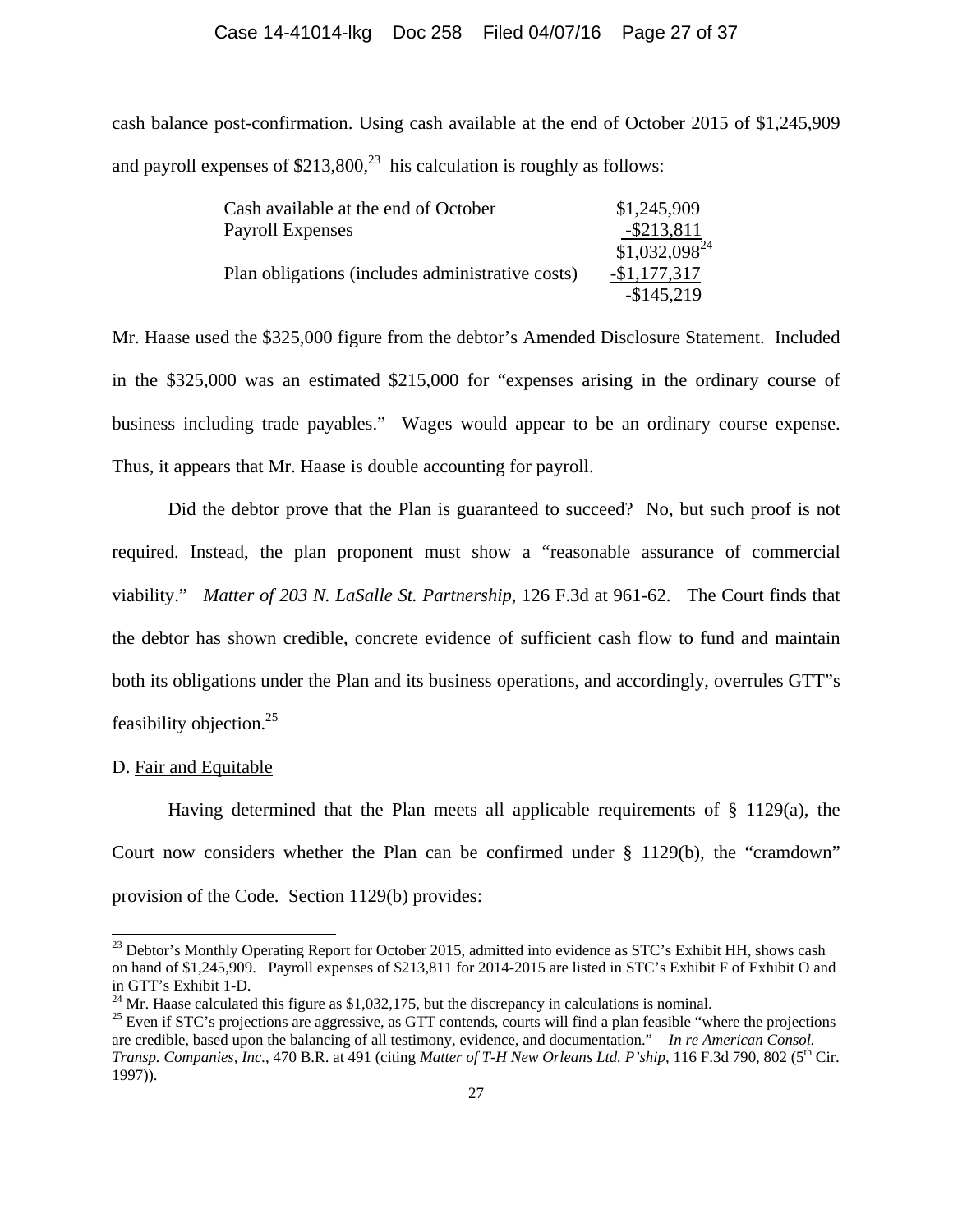cash balance post-confirmation. Using cash available at the end of October 2015 of $1,245,909 and payroll expenses of $213,800,[23] his calculation is roughly as follows:

| | |
|---|---|
| Cash available at the end of October | $1,245,909 |
| Payroll Expenses | -$213,811 |
| | $1,032,098[24] |
| Plan obligations (includes administrative costs) | -$1,177,317 |
| | -$145,219 |

Mr. Haase used the $325,000 figure from the debtor's Amended Disclosure Statement. Included in the $325,000 was an estimated $215,000 for "expenses arising in the ordinary course of business including trade payables." Wages would appear to be an ordinary course expense. Thus, it appears that Mr. Haase is double accounting for payroll.

Did the debtor prove that the Plan is guaranteed to succeed? No, but such proof is not required. Instead, the plan proponent must show a "reasonable assurance of commercial viability." *Matter of 203 N. LaSalle St. Partnership*, 126 F.3d at 961-62. The Court finds that the debtor has shown credible, concrete evidence of sufficient cash flow to fund and maintain both its obligations under the Plan and its business operations, and accordingly, overrules GTT"s feasibility objection.[25]

D. Fair and Equitable

Having determined that the Plan meets all applicable requirements of § 1129(a), the Court now considers whether the Plan can be confirmed under § 1129(b), the "cramdown" provision of the Code. Section 1129(b) provides:

---

[23] Debtor's Monthly Operating Report for October 2015, admitted into evidence as STC's Exhibit HH, shows cash on hand of $1,245,909. Payroll expenses of $213,811 for 2014-2015 are listed in STC's Exhibit F of Exhibit O and in GTT's Exhibit 1-D.

[24] Mr. Haase calculated this figure as $1,032,175, but the discrepancy in calculations is nominal.

[25] Even if STC's projections are aggressive, as GTT contends, courts will find a plan feasible "where the projections are credible, based upon the balancing of all testimony, evidence, and documentation." *In re American Consol. Transp. Companies, Inc.*, 470 B.R. at 491 (citing *Matter of T-H New Orleans Ltd. P'ship*, 116 F.3d 790, 802 (5th Cir. 1997)).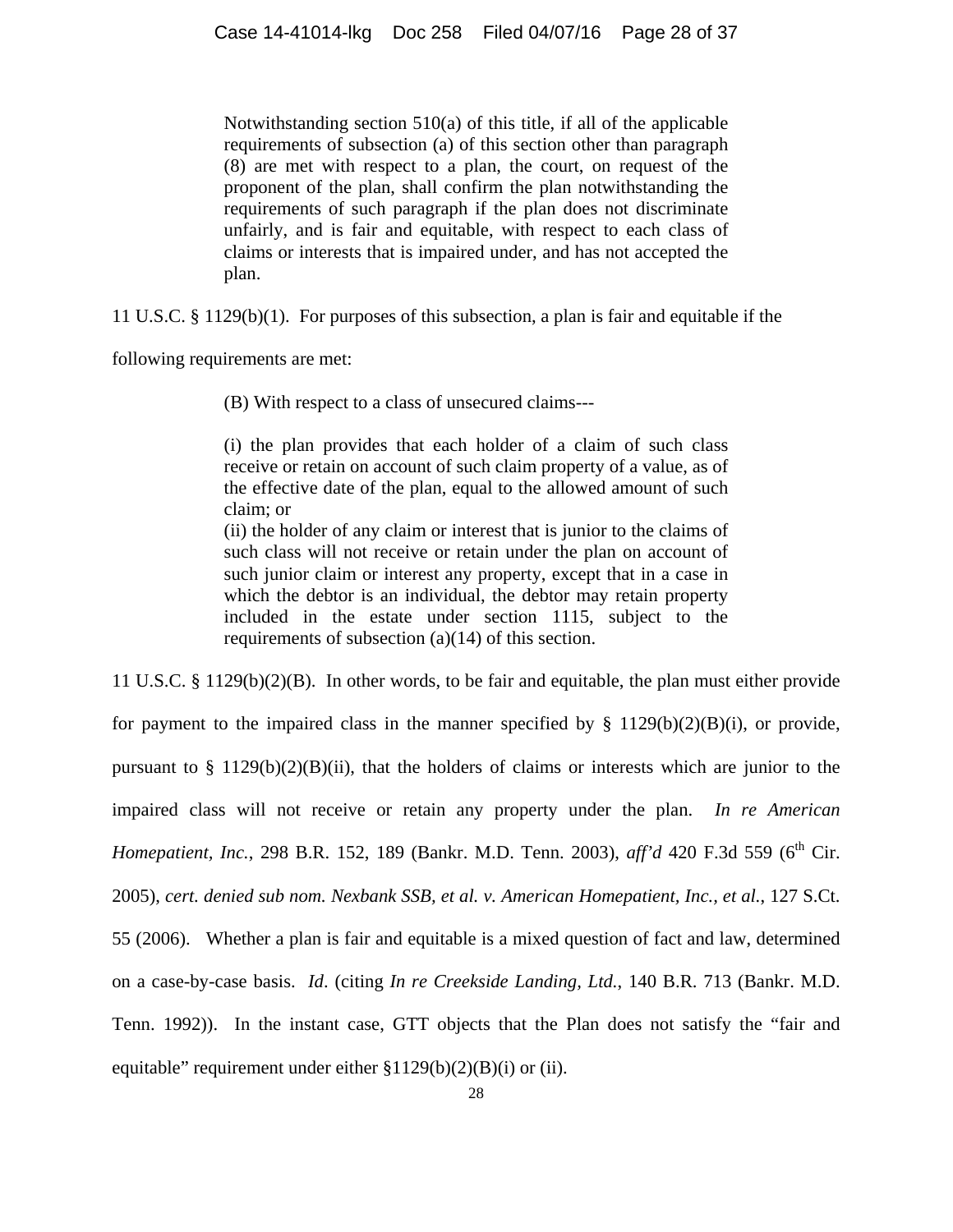> Notwithstanding section 510(a) of this title, if all of the applicable requirements of subsection (a) of this section other than paragraph (8) are met with respect to a plan, the court, on request of the proponent of the plan, shall confirm the plan notwithstanding the requirements of such paragraph if the plan does not discriminate unfairly, and is fair and equitable, with respect to each class of claims or interests that is impaired under, and has not accepted the plan.

11 U.S.C. § 1129(b)(1). For purposes of this subsection, a plan is fair and equitable if the following requirements are met:

> (B) With respect to a class of unsecured claims---
>
> (i) the plan provides that each holder of a claim of such class receive or retain on account of such claim property of a value, as of the effective date of the plan, equal to the allowed amount of such claim; or
> (ii) the holder of any claim or interest that is junior to the claims of such class will not receive or retain under the plan on account of such junior claim or interest any property, except that in a case in which the debtor is an individual, the debtor may retain property included in the estate under section 1115, subject to the requirements of subsection (a)(14) of this section.

11 U.S.C. § 1129(b)(2)(B). In other words, to be fair and equitable, the plan must either provide for payment to the impaired class in the manner specified by § 1129(b)(2)(B)(i), or provide, pursuant to § 1129(b)(2)(B)(ii), that the holders of claims or interests which are junior to the impaired class will not receive or retain any property under the plan. *In re American Homepatient, Inc.*, 298 B.R. 152, 189 (Bankr. M.D. Tenn. 2003), *aff'd* 420 F.3d 559 (6th Cir. 2005), *cert. denied sub nom. Nexbank SSB, et al. v. American Homepatient, Inc., et al.*, 127 S.Ct. 55 (2006). Whether a plan is fair and equitable is a mixed question of fact and law, determined on a case-by-case basis. *Id*. (citing *In re Creekside Landing, Ltd.*, 140 B.R. 713 (Bankr. M.D. Tenn. 1992)). In the instant case, GTT objects that the Plan does not satisfy the "fair and equitable" requirement under either §1129(b)(2)(B)(i) or (ii).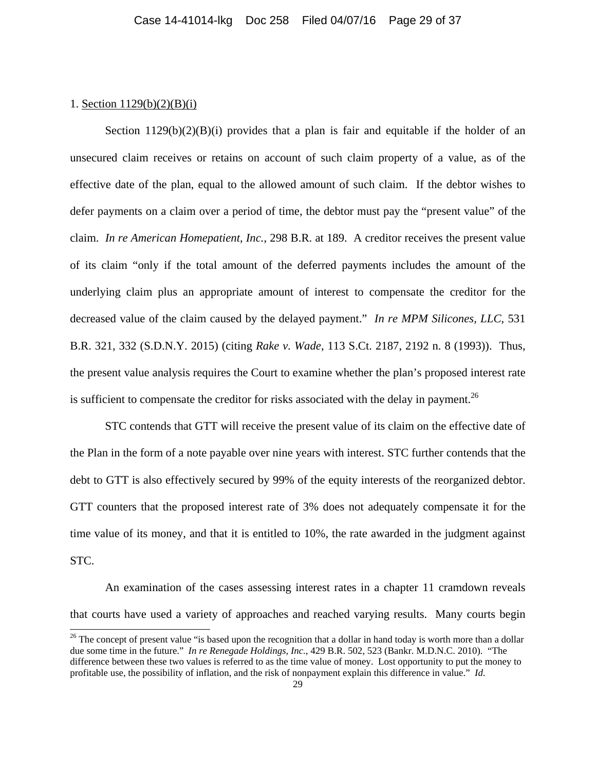1. Section 1129(b)(2)(B)(i)

Section 1129(b)(2)(B)(i) provides that a plan is fair and equitable if the holder of an unsecured claim receives or retains on account of such claim property of a value, as of the effective date of the plan, equal to the allowed amount of such claim. If the debtor wishes to defer payments on a claim over a period of time, the debtor must pay the "present value" of the claim. *In re American Homepatient, Inc.*, 298 B.R. at 189. A creditor receives the present value of its claim "only if the total amount of the deferred payments includes the amount of the underlying claim plus an appropriate amount of interest to compensate the creditor for the decreased value of the claim caused by the delayed payment." *In re MPM Silicones, LLC*, 531 B.R. 321, 332 (S.D.N.Y. 2015) (citing *Rake v. Wade*, 113 S.Ct. 2187, 2192 n. 8 (1993)). Thus, the present value analysis requires the Court to examine whether the plan's proposed interest rate is sufficient to compensate the creditor for risks associated with the delay in payment.[26]

STC contends that GTT will receive the present value of its claim on the effective date of the Plan in the form of a note payable over nine years with interest. STC further contends that the debt to GTT is also effectively secured by 99% of the equity interests of the reorganized debtor. GTT counters that the proposed interest rate of 3% does not adequately compensate it for the time value of its money, and that it is entitled to 10%, the rate awarded in the judgment against STC.

An examination of the cases assessing interest rates in a chapter 11 cramdown reveals that courts have used a variety of approaches and reached varying results. Many courts begin

[26] The concept of present value "is based upon the recognition that a dollar in hand today is worth more than a dollar due some time in the future." *In re Renegade Holdings, Inc.*, 429 B.R. 502, 523 (Bankr. M.D.N.C. 2010). "The difference between these two values is referred to as the time value of money. Lost opportunity to put the money to profitable use, the possibility of inflation, and the risk of nonpayment explain this difference in value." *Id.*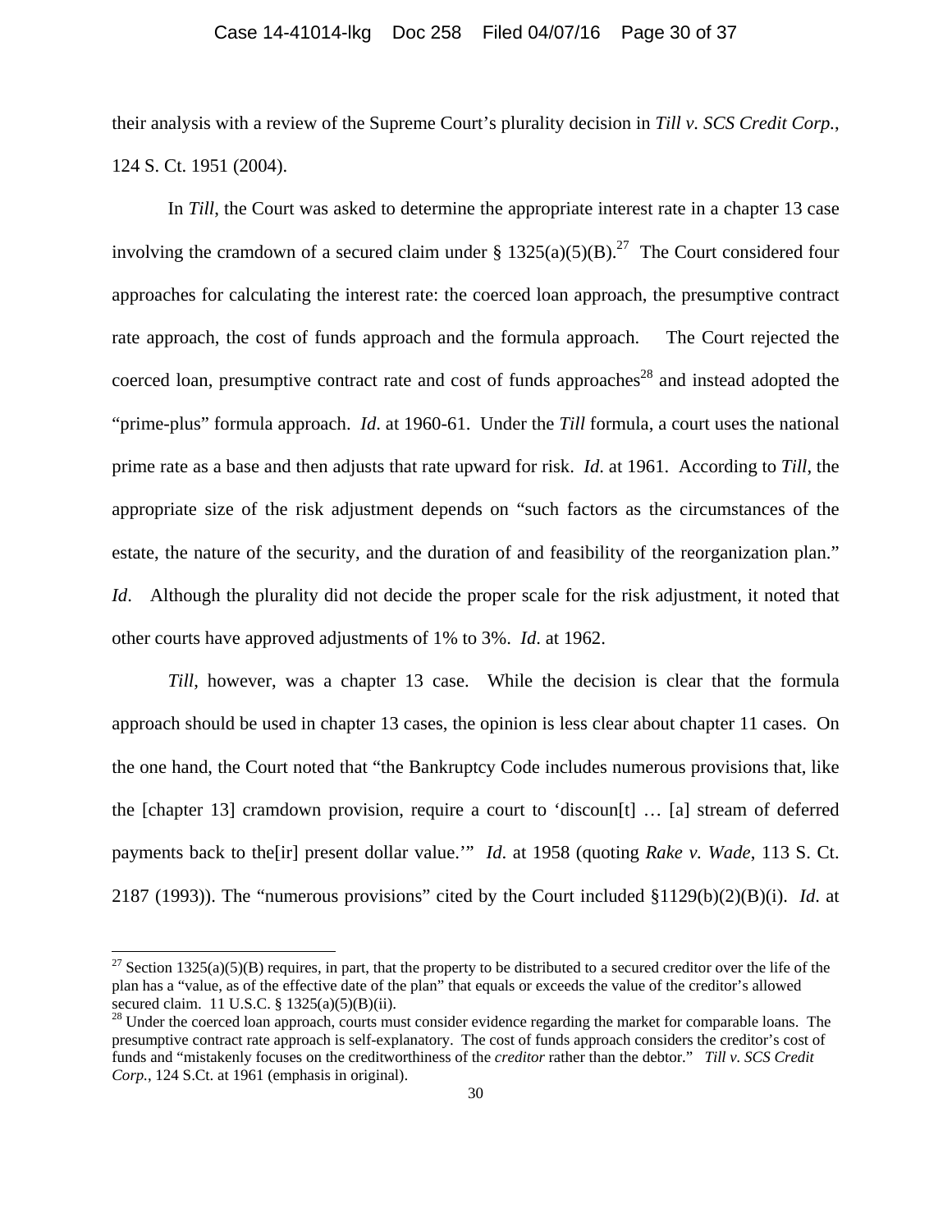their analysis with a review of the Supreme Court's plurality decision in *Till v. SCS Credit Corp.*, 124 S. Ct. 1951 (2004).

In *Till*, the Court was asked to determine the appropriate interest rate in a chapter 13 case involving the cramdown of a secured claim under § 1325(a)(5)(B).[27] The Court considered four approaches for calculating the interest rate: the coerced loan approach, the presumptive contract rate approach, the cost of funds approach and the formula approach. The Court rejected the coerced loan, presumptive contract rate and cost of funds approaches[28] and instead adopted the "prime-plus" formula approach. *Id*. at 1960-61. Under the *Till* formula, a court uses the national prime rate as a base and then adjusts that rate upward for risk. *Id.* at 1961. According to *Till*, the appropriate size of the risk adjustment depends on "such factors as the circumstances of the estate, the nature of the security, and the duration of and feasibility of the reorganization plan." *Id*. Although the plurality did not decide the proper scale for the risk adjustment, it noted that other courts have approved adjustments of 1% to 3%. *Id*. at 1962.

*Till*, however, was a chapter 13 case. While the decision is clear that the formula approach should be used in chapter 13 cases, the opinion is less clear about chapter 11 cases. On the one hand, the Court noted that "the Bankruptcy Code includes numerous provisions that, like the [chapter 13] cramdown provision, require a court to 'discoun[t] … [a] stream of deferred payments back to the[ir] present dollar value.'" *Id*. at 1958 (quoting *Rake v. Wade*, 113 S. Ct. 2187 (1993)). The "numerous provisions" cited by the Court included §1129(b)(2)(B)(i). *Id*. at

---

[27] Section 1325(a)(5)(B) requires, in part, that the property to be distributed to a secured creditor over the life of the plan has a "value, as of the effective date of the plan" that equals or exceeds the value of the creditor's allowed secured claim. 11 U.S.C. § 1325(a)(5)(B)(ii).

[28] Under the coerced loan approach, courts must consider evidence regarding the market for comparable loans. The presumptive contract rate approach is self-explanatory. The cost of funds approach considers the creditor's cost of funds and "mistakenly focuses on the creditworthiness of the *creditor* rather than the debtor." *Till v. SCS Credit Corp.*, 124 S.Ct. at 1961 (emphasis in original).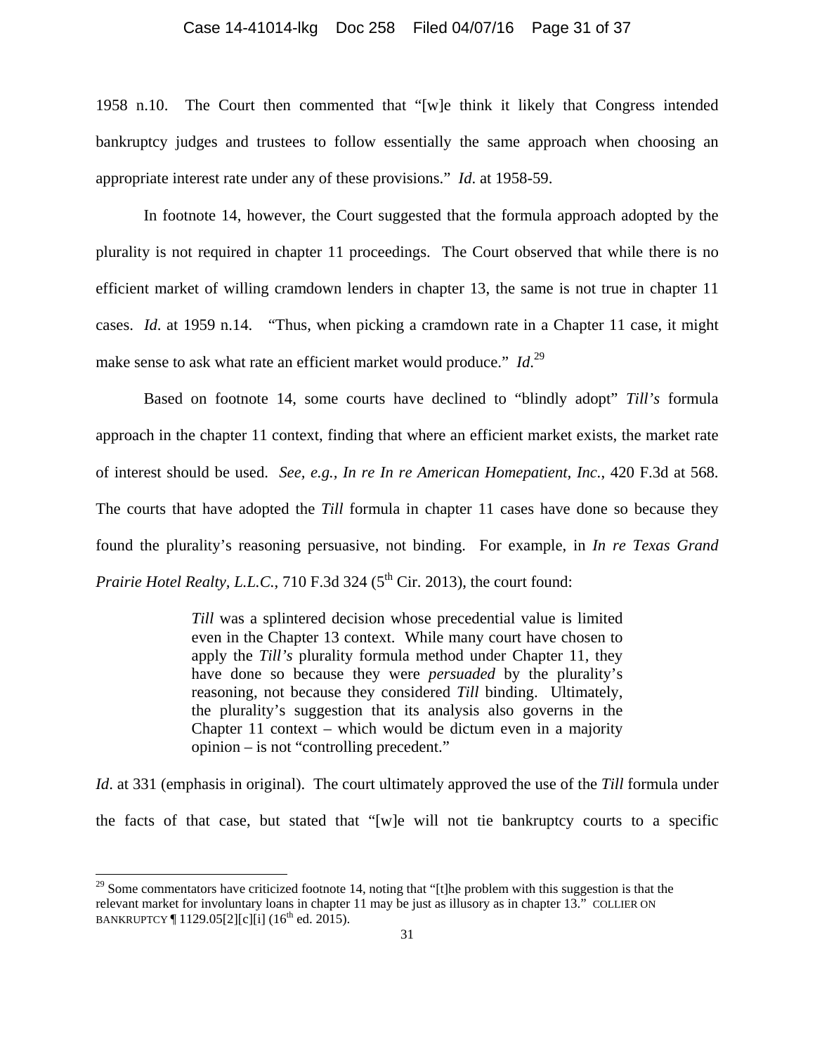1958 n.10. The Court then commented that "[w]e think it likely that Congress intended bankruptcy judges and trustees to follow essentially the same approach when choosing an appropriate interest rate under any of these provisions." *Id*. at 1958-59.

In footnote 14, however, the Court suggested that the formula approach adopted by the plurality is not required in chapter 11 proceedings. The Court observed that while there is no efficient market of willing cramdown lenders in chapter 13, the same is not true in chapter 11 cases. *Id*. at 1959 n.14. "Thus, when picking a cramdown rate in a Chapter 11 case, it might make sense to ask what rate an efficient market would produce." *Id*.[29]

Based on footnote 14, some courts have declined to "blindly adopt" *Till's* formula approach in the chapter 11 context, finding that where an efficient market exists, the market rate of interest should be used. *See, e.g., In re In re American Homepatient, Inc.*, 420 F.3d at 568. The courts that have adopted the *Till* formula in chapter 11 cases have done so because they found the plurality's reasoning persuasive, not binding. For example, in *In re Texas Grand Prairie Hotel Realty, L.L.C.*, 710 F.3d 324 (5th Cir. 2013), the court found:

> *Till* was a splintered decision whose precedential value is limited even in the Chapter 13 context. While many court have chosen to apply the *Till's* plurality formula method under Chapter 11, they have done so because they were *persuaded* by the plurality's reasoning, not because they considered *Till* binding. Ultimately, the plurality's suggestion that its analysis also governs in the Chapter 11 context – which would be dictum even in a majority opinion – is not "controlling precedent."

*Id*. at 331 (emphasis in original). The court ultimately approved the use of the *Till* formula under the facts of that case, but stated that "[w]e will not tie bankruptcy courts to a specific

---

[29] Some commentators have criticized footnote 14, noting that "[t]he problem with this suggestion is that the relevant market for involuntary loans in chapter 11 may be just as illusory as in chapter 13." COLLIER ON BANKRUPTCY ¶ 1129.05[2][c][i] (16th ed. 2015).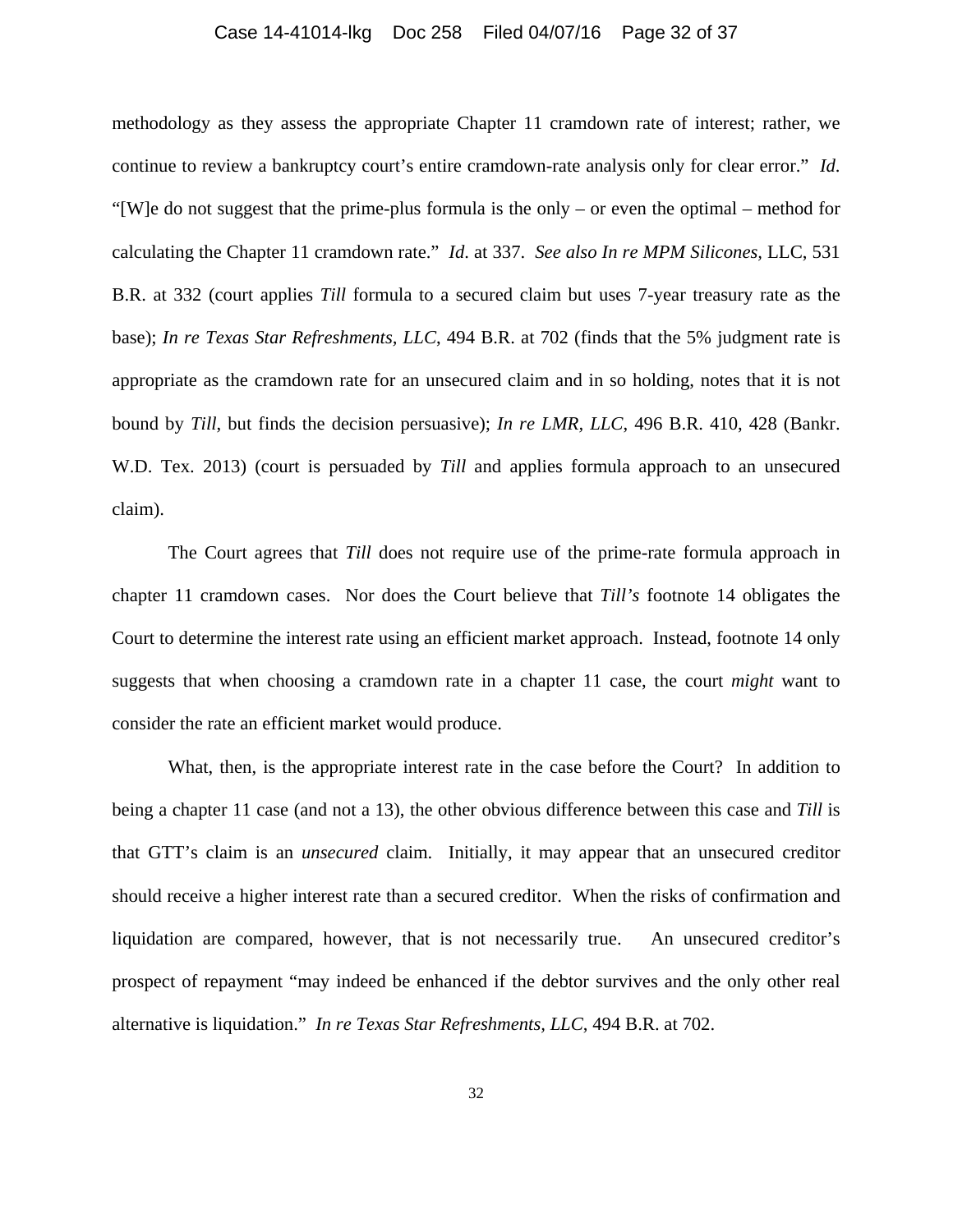methodology as they assess the appropriate Chapter 11 cramdown rate of interest; rather, we continue to review a bankruptcy court's entire cramdown-rate analysis only for clear error." *Id*. "[W]e do not suggest that the prime-plus formula is the only – or even the optimal – method for calculating the Chapter 11 cramdown rate." *Id*. at 337. *See also In re MPM Silicones*, LLC, 531 B.R. at 332 (court applies *Till* formula to a secured claim but uses 7-year treasury rate as the base); *In re Texas Star Refreshments, LLC*, 494 B.R. at 702 (finds that the 5% judgment rate is appropriate as the cramdown rate for an unsecured claim and in so holding, notes that it is not bound by *Till*, but finds the decision persuasive); *In re LMR, LLC*, 496 B.R. 410, 428 (Bankr. W.D. Tex. 2013) (court is persuaded by *Till* and applies formula approach to an unsecured claim).

The Court agrees that *Till* does not require use of the prime-rate formula approach in chapter 11 cramdown cases. Nor does the Court believe that *Till's* footnote 14 obligates the Court to determine the interest rate using an efficient market approach. Instead, footnote 14 only suggests that when choosing a cramdown rate in a chapter 11 case, the court *might* want to consider the rate an efficient market would produce.

What, then, is the appropriate interest rate in the case before the Court? In addition to being a chapter 11 case (and not a 13), the other obvious difference between this case and *Till* is that GTT's claim is an *unsecured* claim. Initially, it may appear that an unsecured creditor should receive a higher interest rate than a secured creditor. When the risks of confirmation and liquidation are compared, however, that is not necessarily true. An unsecured creditor's prospect of repayment "may indeed be enhanced if the debtor survives and the only other real alternative is liquidation." *In re Texas Star Refreshments, LLC*, 494 B.R. at 702.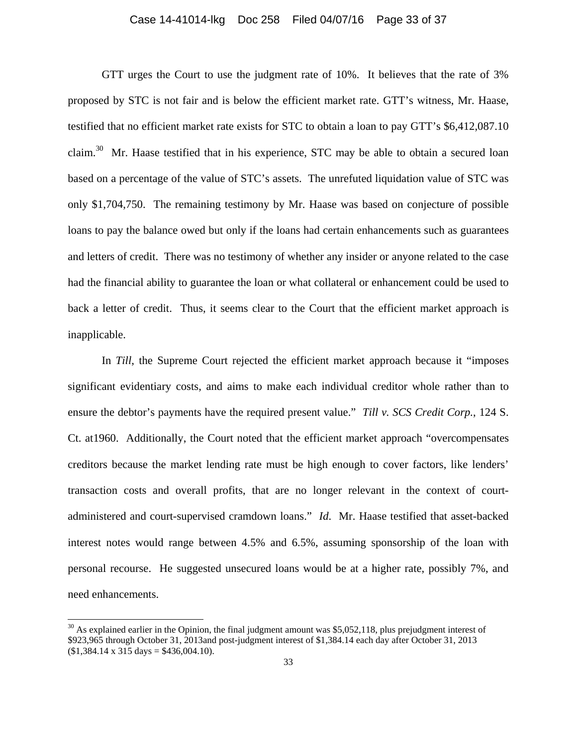GTT urges the Court to use the judgment rate of 10%. It believes that the rate of 3% proposed by STC is not fair and is below the efficient market rate. GTT's witness, Mr. Haase, testified that no efficient market rate exists for STC to obtain a loan to pay GTT's $6,412,087.10 claim.[30] Mr. Haase testified that in his experience, STC may be able to obtain a secured loan based on a percentage of the value of STC's assets. The unrefuted liquidation value of STC was only $1,704,750. The remaining testimony by Mr. Haase was based on conjecture of possible loans to pay the balance owed but only if the loans had certain enhancements such as guarantees and letters of credit. There was no testimony of whether any insider or anyone related to the case had the financial ability to guarantee the loan or what collateral or enhancement could be used to back a letter of credit. Thus, it seems clear to the Court that the efficient market approach is inapplicable.

In *Till*, the Supreme Court rejected the efficient market approach because it "imposes significant evidentiary costs, and aims to make each individual creditor whole rather than to ensure the debtor's payments have the required present value." *Till v. SCS Credit Corp.*, 124 S. Ct. at1960. Additionally, the Court noted that the efficient market approach "overcompensates creditors because the market lending rate must be high enough to cover factors, like lenders' transaction costs and overall profits, that are no longer relevant in the context of court-administered and court-supervised cramdown loans." *Id*. Mr. Haase testified that asset-backed interest notes would range between 4.5% and 6.5%, assuming sponsorship of the loan with personal recourse. He suggested unsecured loans would be at a higher rate, possibly 7%, and need enhancements.

---

[30] As explained earlier in the Opinion, the final judgment amount was $5,052,118, plus prejudgment interest of $923,965 through October 31, 2013and post-judgment interest of $1,384.14 each day after October 31, 2013 ($1,384.14 x 315 days = $436,004.10).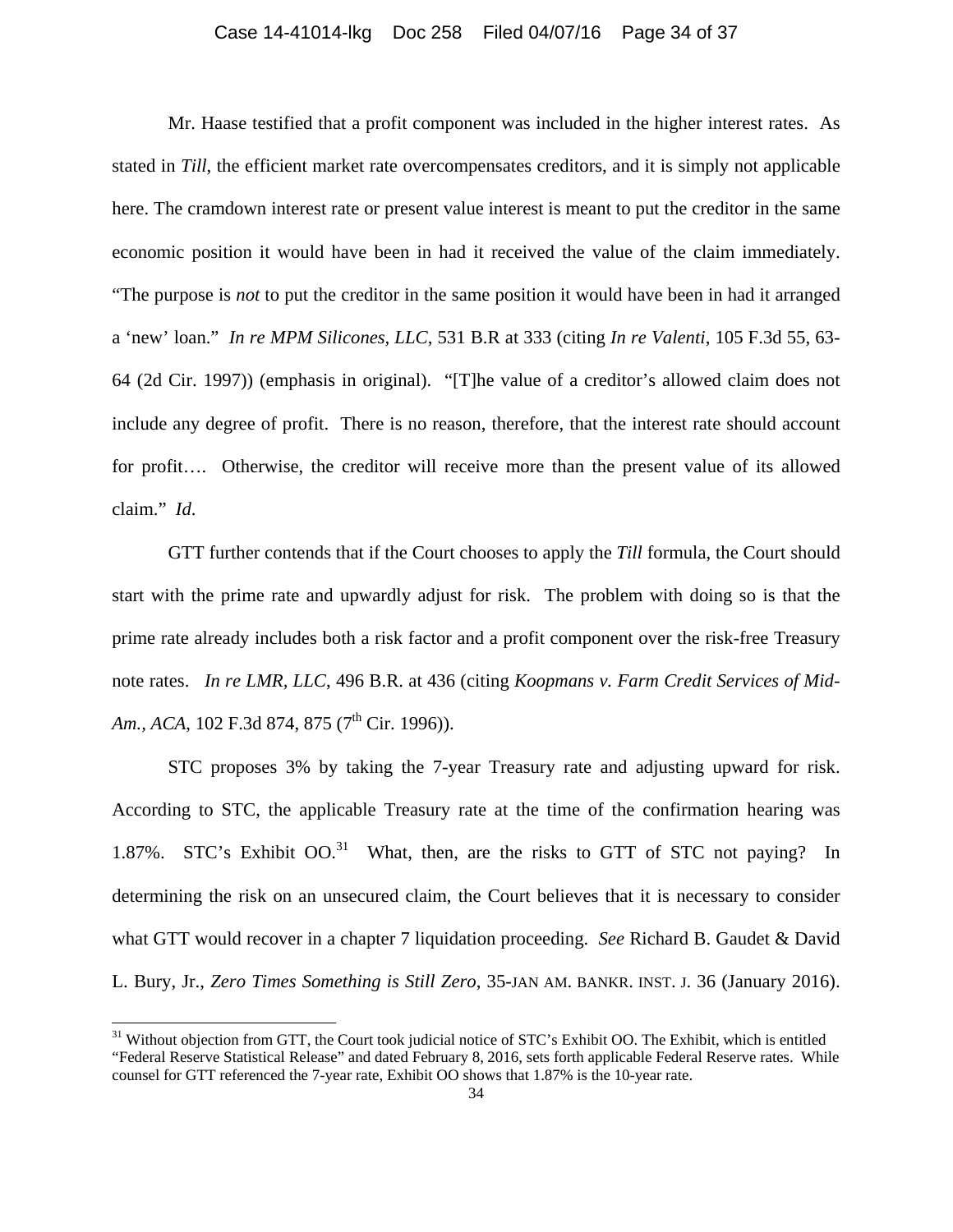Mr. Haase testified that a profit component was included in the higher interest rates. As stated in *Till*, the efficient market rate overcompensates creditors, and it is simply not applicable here. The cramdown interest rate or present value interest is meant to put the creditor in the same economic position it would have been in had it received the value of the claim immediately. "The purpose is *not* to put the creditor in the same position it would have been in had it arranged a 'new' loan." *In re MPM Silicones, LLC*, 531 B.R at 333 (citing *In re Valenti*, 105 F.3d 55, 63-64 (2d Cir. 1997)) (emphasis in original). "[T]he value of a creditor's allowed claim does not include any degree of profit. There is no reason, therefore, that the interest rate should account for profit…. Otherwise, the creditor will receive more than the present value of its allowed claim." *Id*.

GTT further contends that if the Court chooses to apply the *Till* formula, the Court should start with the prime rate and upwardly adjust for risk. The problem with doing so is that the prime rate already includes both a risk factor and a profit component over the risk-free Treasury note rates. *In re LMR, LLC*, 496 B.R. at 436 (citing *Koopmans v. Farm Credit Services of Mid-Am., ACA*, 102 F.3d 874, 875 (7th Cir. 1996)).

STC proposes 3% by taking the 7-year Treasury rate and adjusting upward for risk. According to STC, the applicable Treasury rate at the time of the confirmation hearing was 1.87%. STC's Exhibit OO.[31] What, then, are the risks to GTT of STC not paying? In determining the risk on an unsecured claim, the Court believes that it is necessary to consider what GTT would recover in a chapter 7 liquidation proceeding. *See* Richard B. Gaudet & David L. Bury, Jr., *Zero Times Something is Still Zero*, 35-JAN AM. BANKR. INST. J. 36 (January 2016).

[31] Without objection from GTT, the Court took judicial notice of STC's Exhibit OO. The Exhibit, which is entitled "Federal Reserve Statistical Release" and dated February 8, 2016, sets forth applicable Federal Reserve rates. While counsel for GTT referenced the 7-year rate, Exhibit OO shows that 1.87% is the 10-year rate.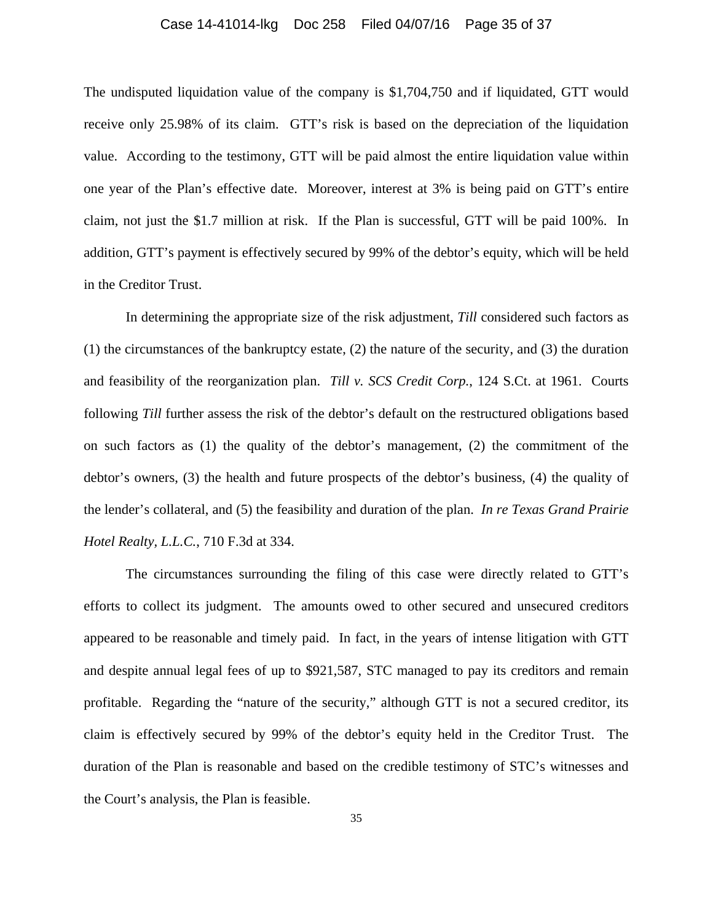The undisputed liquidation value of the company is $1,704,750 and if liquidated, GTT would receive only 25.98% of its claim. GTT's risk is based on the depreciation of the liquidation value. According to the testimony, GTT will be paid almost the entire liquidation value within one year of the Plan's effective date. Moreover, interest at 3% is being paid on GTT's entire claim, not just the $1.7 million at risk. If the Plan is successful, GTT will be paid 100%. In addition, GTT's payment is effectively secured by 99% of the debtor's equity, which will be held in the Creditor Trust.

In determining the appropriate size of the risk adjustment, *Till* considered such factors as (1) the circumstances of the bankruptcy estate, (2) the nature of the security, and (3) the duration and feasibility of the reorganization plan. *Till v. SCS Credit Corp.*, 124 S.Ct. at 1961. Courts following *Till* further assess the risk of the debtor's default on the restructured obligations based on such factors as (1) the quality of the debtor's management, (2) the commitment of the debtor's owners, (3) the health and future prospects of the debtor's business, (4) the quality of the lender's collateral, and (5) the feasibility and duration of the plan. *In re Texas Grand Prairie Hotel Realty, L.L.C.*, 710 F.3d at 334.

The circumstances surrounding the filing of this case were directly related to GTT's efforts to collect its judgment. The amounts owed to other secured and unsecured creditors appeared to be reasonable and timely paid. In fact, in the years of intense litigation with GTT and despite annual legal fees of up to $921,587, STC managed to pay its creditors and remain profitable. Regarding the "nature of the security," although GTT is not a secured creditor, its claim is effectively secured by 99% of the debtor's equity held in the Creditor Trust. The duration of the Plan is reasonable and based on the credible testimony of STC's witnesses and the Court's analysis, the Plan is feasible.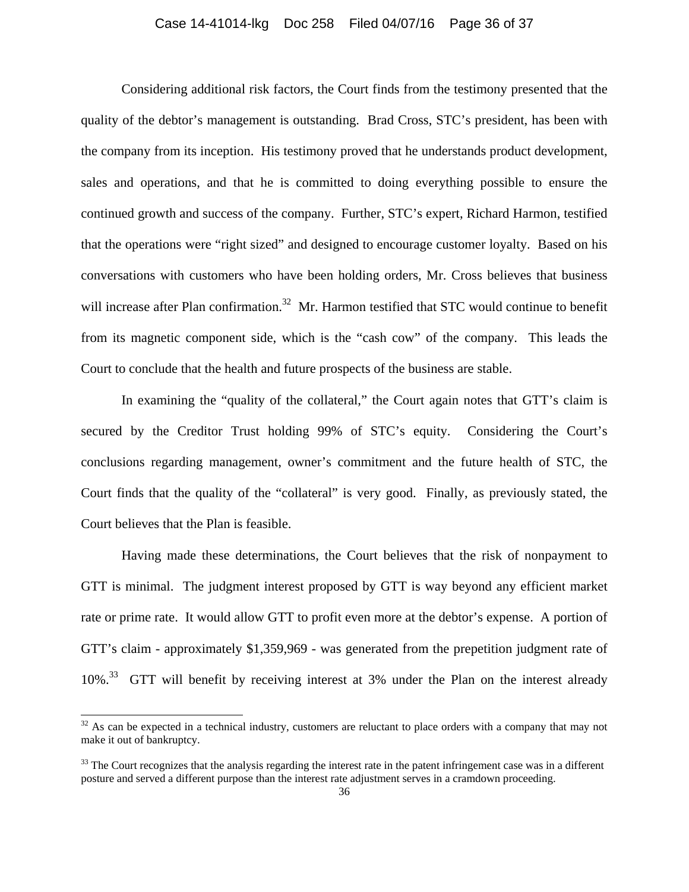Considering additional risk factors, the Court finds from the testimony presented that the quality of the debtor's management is outstanding. Brad Cross, STC's president, has been with the company from its inception. His testimony proved that he understands product development, sales and operations, and that he is committed to doing everything possible to ensure the continued growth and success of the company. Further, STC's expert, Richard Harmon, testified that the operations were "right sized" and designed to encourage customer loyalty. Based on his conversations with customers who have been holding orders, Mr. Cross believes that business will increase after Plan confirmation.[32] Mr. Harmon testified that STC would continue to benefit from its magnetic component side, which is the "cash cow" of the company. This leads the Court to conclude that the health and future prospects of the business are stable.

In examining the "quality of the collateral," the Court again notes that GTT's claim is secured by the Creditor Trust holding 99% of STC's equity. Considering the Court's conclusions regarding management, owner's commitment and the future health of STC, the Court finds that the quality of the "collateral" is very good. Finally, as previously stated, the Court believes that the Plan is feasible.

Having made these determinations, the Court believes that the risk of nonpayment to GTT is minimal. The judgment interest proposed by GTT is way beyond any efficient market rate or prime rate. It would allow GTT to profit even more at the debtor's expense. A portion of GTT's claim - approximately $1,359,969 - was generated from the prepetition judgment rate of 10%.[33] GTT will benefit by receiving interest at 3% under the Plan on the interest already

[32] As can be expected in a technical industry, customers are reluctant to place orders with a company that may not make it out of bankruptcy.

[33] The Court recognizes that the analysis regarding the interest rate in the patent infringement case was in a different posture and served a different purpose than the interest rate adjustment serves in a cramdown proceeding.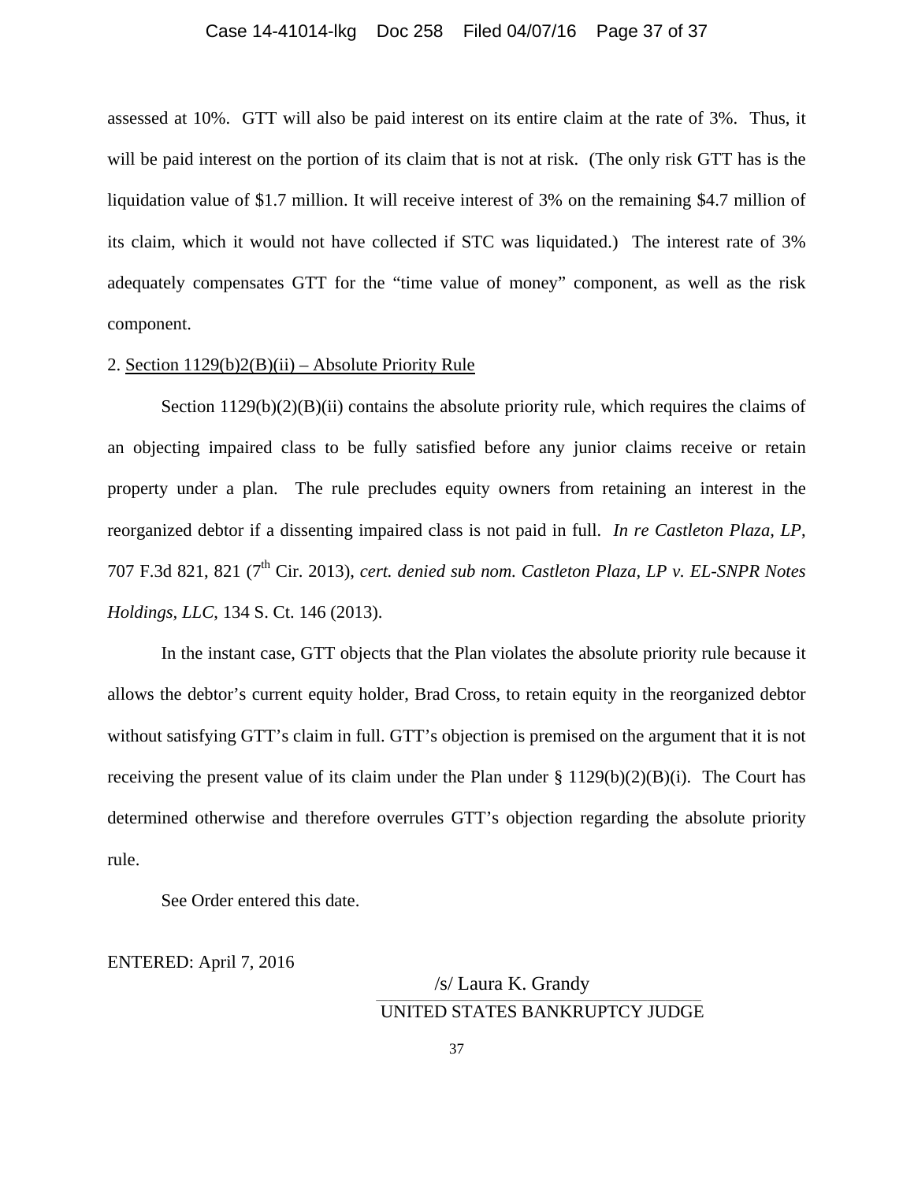assessed at 10%. GTT will also be paid interest on its entire claim at the rate of 3%. Thus, it will be paid interest on the portion of its claim that is not at risk. (The only risk GTT has is the liquidation value of $1.7 million. It will receive interest of 3% on the remaining $4.7 million of its claim, which it would not have collected if STC was liquidated.) The interest rate of 3% adequately compensates GTT for the "time value of money" component, as well as the risk component.

2. <u>Section 1129(b)2(B)(ii) – Absolute Priority Rule</u>

Section 1129(b)(2)(B)(ii) contains the absolute priority rule, which requires the claims of an objecting impaired class to be fully satisfied before any junior claims receive or retain property under a plan. The rule precludes equity owners from retaining an interest in the reorganized debtor if a dissenting impaired class is not paid in full. *In re Castleton Plaza, LP*, 707 F.3d 821, 821 (7th Cir. 2013), *cert. denied sub nom. Castleton Plaza, LP v. EL-SNPR Notes Holdings, LLC*, 134 S. Ct. 146 (2013).

In the instant case, GTT objects that the Plan violates the absolute priority rule because it allows the debtor's current equity holder, Brad Cross, to retain equity in the reorganized debtor without satisfying GTT's claim in full. GTT's objection is premised on the argument that it is not receiving the present value of its claim under the Plan under § 1129(b)(2)(B)(i). The Court has determined otherwise and therefore overrules GTT's objection regarding the absolute priority rule.

See Order entered this date.

ENTERED: April 7, 2016

/s/ Laura K. Grandy
UNITED STATES BANKRUPTCY JUDGE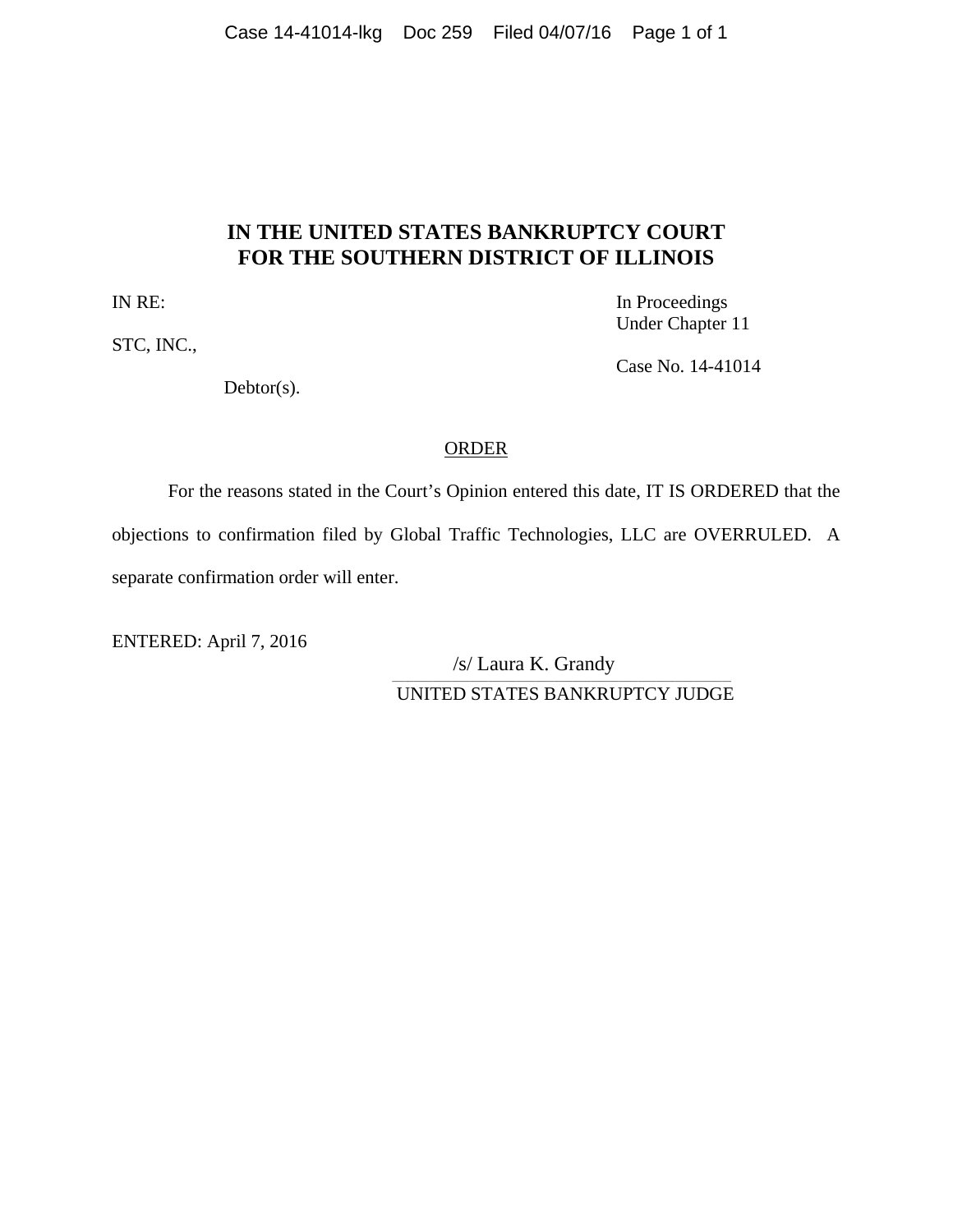# IN THE UNITED STATES BANKRUPTCY COURT
# FOR THE SOUTHERN DISTRICT OF ILLINOIS

IN RE:

STC, INC.,

Debtor(s).

In Proceedings
Under Chapter 11

Case No. 14-41014

## ORDER

For the reasons stated in the Court's Opinion entered this date, IT IS ORDERED that the objections to confirmation filed by Global Traffic Technologies, LLC are OVERRULED. A separate confirmation order will enter.

ENTERED: April 7, 2016

/s/ Laura K. Grandy

UNITED STATES BANKRUPTCY JUDGE